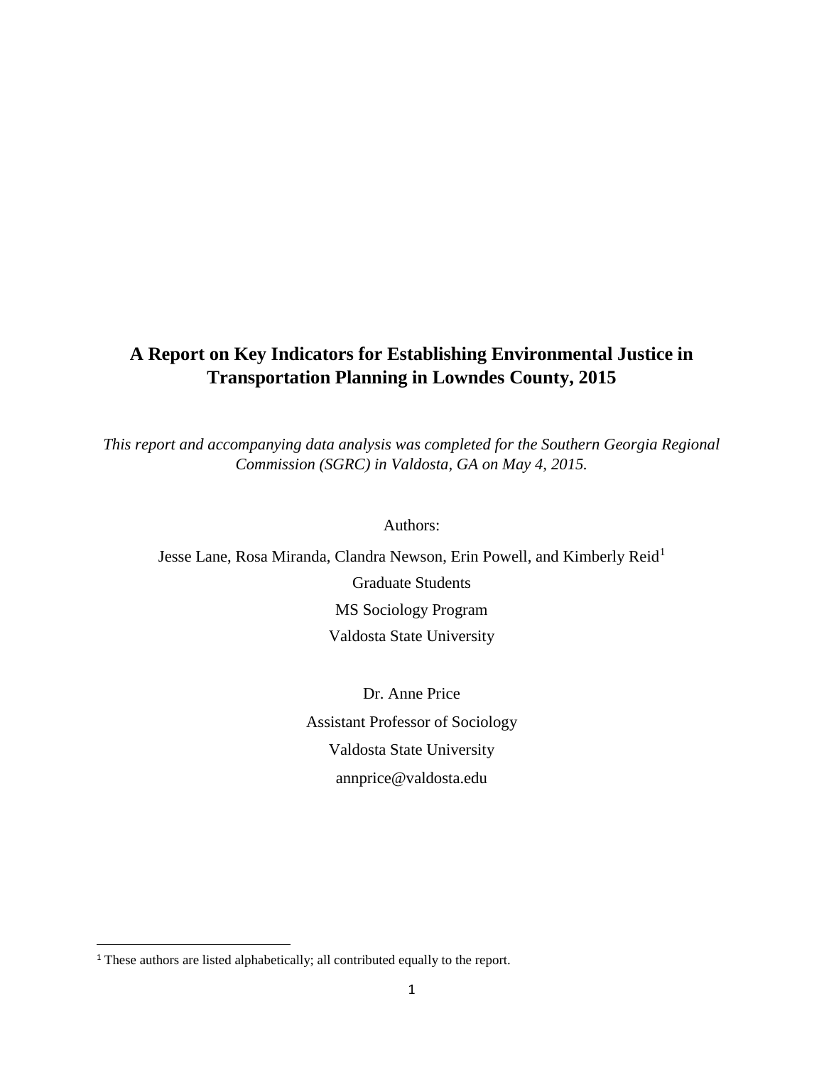# A Report on Key Indicators for Establishing Environmental Justice in Transportation Planning in Lowndes County, 2015

*This report and accompanying data analysis was completed for the Southern Georgia Regional Commission (SGRC) in Valdosta, GA on May 4, 2015.*

Authors:

Jesse Lane, Rosa Miranda, Clandra Newson, Erin Powell, and Kimberly Reid[1]

Graduate Students

MS Sociology Program

Valdosta State University

Dr. Anne Price

Assistant Professor of Sociology

Valdosta State University

annprice@valdosta.edu

---

[1] These authors are listed alphabetically; all contributed equally to the report.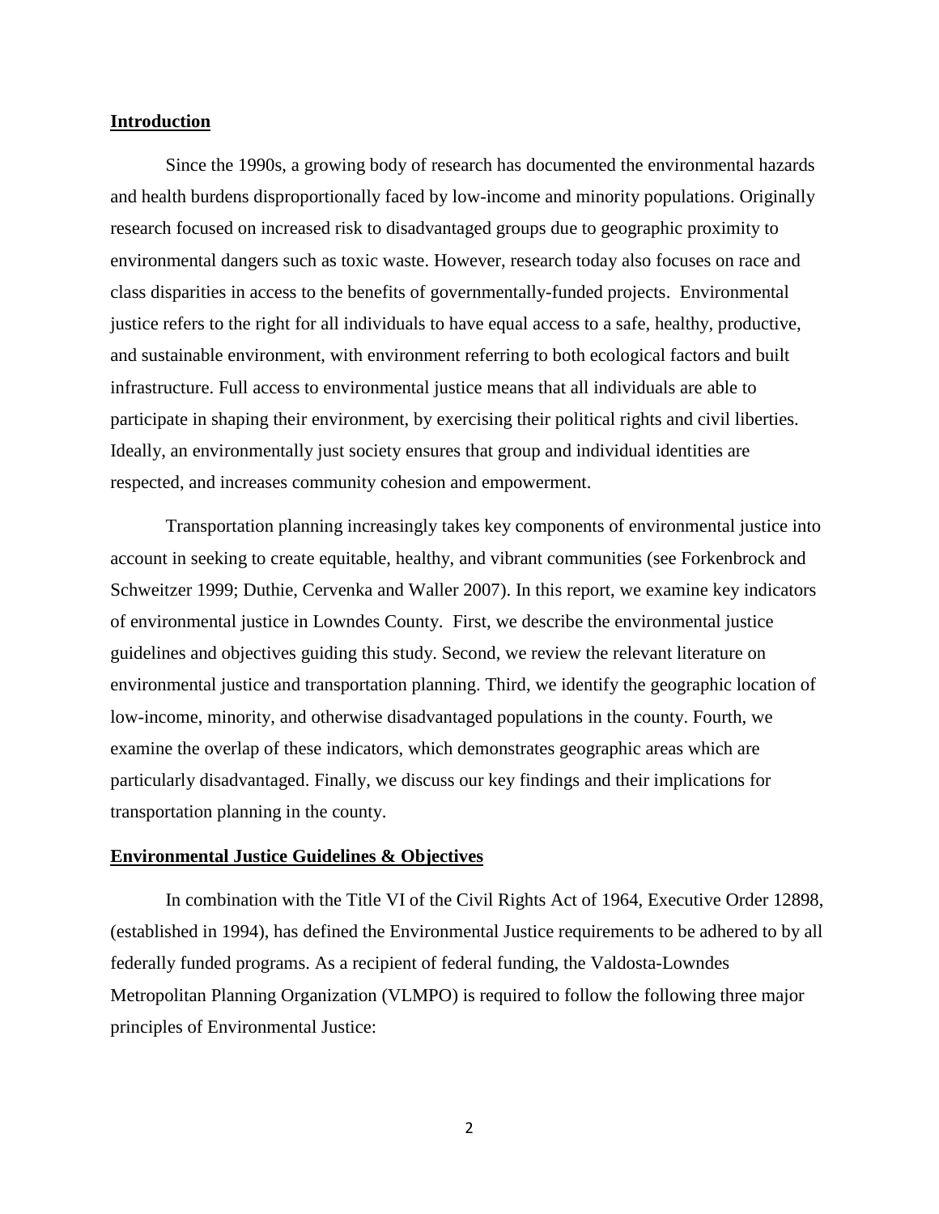## Introduction

Since the 1990s, a growing body of research has documented the environmental hazards and health burdens disproportionally faced by low-income and minority populations. Originally research focused on increased risk to disadvantaged groups due to geographic proximity to environmental dangers such as toxic waste. However, research today also focuses on race and class disparities in access to the benefits of governmentally-funded projects. Environmental justice refers to the right for all individuals to have equal access to a safe, healthy, productive, and sustainable environment, with environment referring to both ecological factors and built infrastructure. Full access to environmental justice means that all individuals are able to participate in shaping their environment, by exercising their political rights and civil liberties. Ideally, an environmentally just society ensures that group and individual identities are respected, and increases community cohesion and empowerment.

Transportation planning increasingly takes key components of environmental justice into account in seeking to create equitable, healthy, and vibrant communities (see Forkenbrock and Schweitzer 1999; Duthie, Cervenka and Waller 2007). In this report, we examine key indicators of environmental justice in Lowndes County. First, we describe the environmental justice guidelines and objectives guiding this study. Second, we review the relevant literature on environmental justice and transportation planning. Third, we identify the geographic location of low-income, minority, and otherwise disadvantaged populations in the county. Fourth, we examine the overlap of these indicators, which demonstrates geographic areas which are particularly disadvantaged. Finally, we discuss our key findings and their implications for transportation planning in the county.

## Environmental Justice Guidelines & Objectives

In combination with the Title VI of the Civil Rights Act of 1964, Executive Order 12898, (established in 1994), has defined the Environmental Justice requirements to be adhered to by all federally funded programs. As a recipient of federal funding, the Valdosta-Lowndes Metropolitan Planning Organization (VLMPO) is required to follow the following three major principles of Environmental Justice: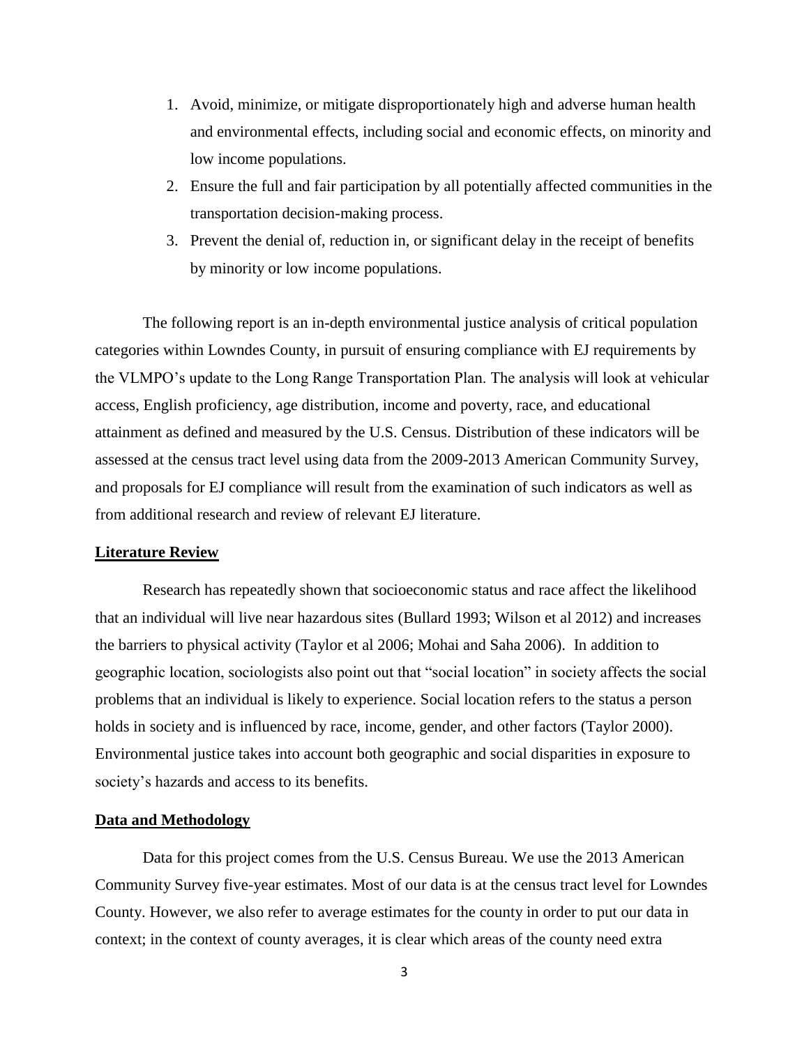1. Avoid, minimize, or mitigate disproportionately high and adverse human health and environmental effects, including social and economic effects, on minority and low income populations.
2. Ensure the full and fair participation by all potentially affected communities in the transportation decision-making process.
3. Prevent the denial of, reduction in, or significant delay in the receipt of benefits by minority or low income populations.

The following report is an in-depth environmental justice analysis of critical population categories within Lowndes County, in pursuit of ensuring compliance with EJ requirements by the VLMPO's update to the Long Range Transportation Plan. The analysis will look at vehicular access, English proficiency, age distribution, income and poverty, race, and educational attainment as defined and measured by the U.S. Census. Distribution of these indicators will be assessed at the census tract level using data from the 2009-2013 American Community Survey, and proposals for EJ compliance will result from the examination of such indicators as well as from additional research and review of relevant EJ literature.

## Literature Review

Research has repeatedly shown that socioeconomic status and race affect the likelihood that an individual will live near hazardous sites (Bullard 1993; Wilson et al 2012) and increases the barriers to physical activity (Taylor et al 2006; Mohai and Saha 2006). In addition to geographic location, sociologists also point out that "social location" in society affects the social problems that an individual is likely to experience. Social location refers to the status a person holds in society and is influenced by race, income, gender, and other factors (Taylor 2000). Environmental justice takes into account both geographic and social disparities in exposure to society's hazards and access to its benefits.

## Data and Methodology

Data for this project comes from the U.S. Census Bureau. We use the 2013 American Community Survey five-year estimates. Most of our data is at the census tract level for Lowndes County. However, we also refer to average estimates for the county in order to put our data in context; in the context of county averages, it is clear which areas of the county need extra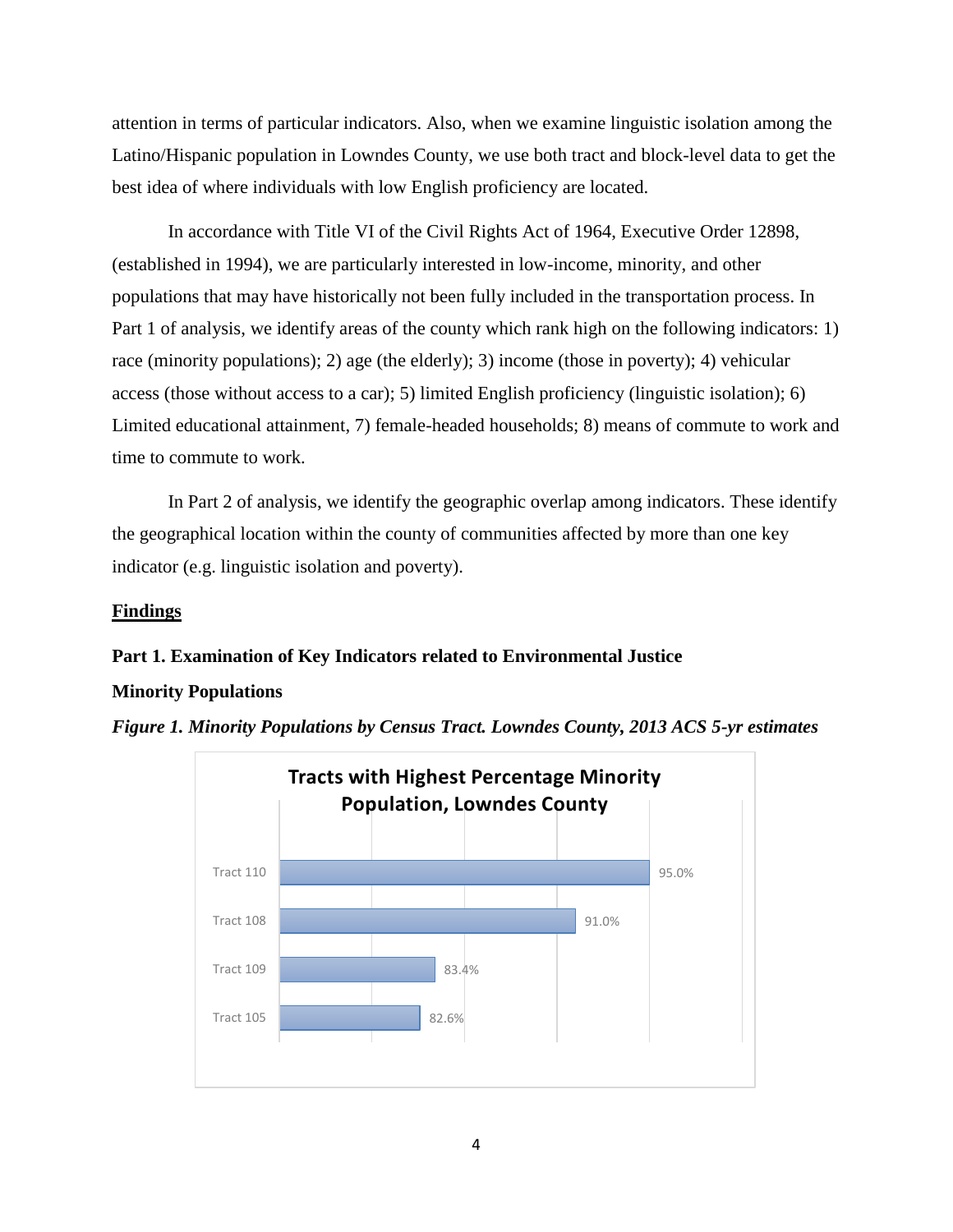attention in terms of particular indicators. Also, when we examine linguistic isolation among the Latino/Hispanic population in Lowndes County, we use both tract and block-level data to get the best idea of where individuals with low English proficiency are located.

In accordance with Title VI of the Civil Rights Act of 1964, Executive Order 12898, (established in 1994), we are particularly interested in low-income, minority, and other populations that may have historically not been fully included in the transportation process. In Part 1 of analysis, we identify areas of the county which rank high on the following indicators: 1) race (minority populations); 2) age (the elderly); 3) income (those in poverty); 4) vehicular access (those without access to a car); 5) limited English proficiency (linguistic isolation); 6) Limited educational attainment, 7) female-headed households; 8) means of commute to work and time to commute to work.

In Part 2 of analysis, we identify the geographic overlap among indicators. These identify the geographical location within the county of communities affected by more than one key indicator (e.g. linguistic isolation and poverty).

## Findings

### Part 1. Examination of Key Indicators related to Environmental Justice

### Minority Populations

***Figure 1. Minority Populations by Census Tract. Lowndes County, 2013 ACS 5-yr estimates***

**Tracts with Highest Percentage Minority Population, Lowndes County**

| Tract | Percentage |
|---|---|
| Tract 110 | 95.0% |
| Tract 108 | 91.0% |
| Tract 109 | 83.4% |
| Tract 105 | 82.6% |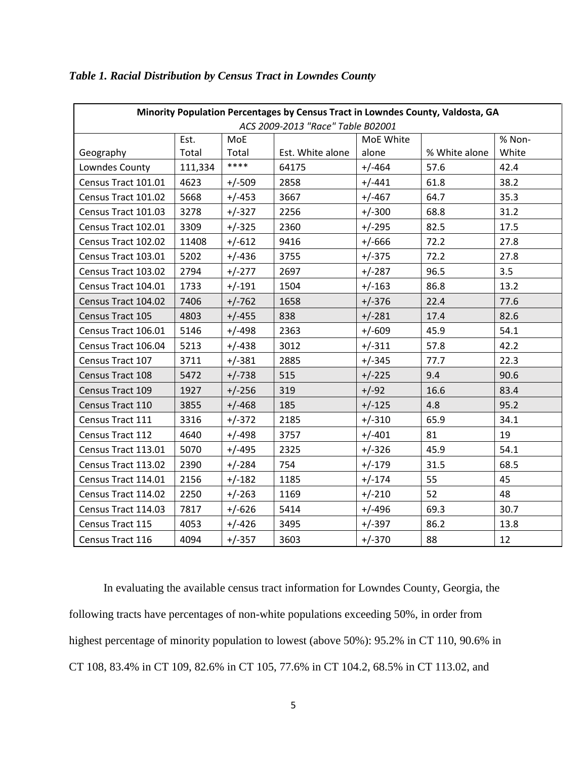*Table 1. Racial Distribution by Census Tract in Lowndes County*

| Minority Population Percentages by Census Tract in Lowndes County, Valdosta, GA | | | | | | |
|---|---|---|---|---|---|---|
| *ACS 2009-2013 "Race" Table B02001* | | | | | | |
| Geography | Est. Total | MoE Total | Est. White alone | MoE White alone | % White alone | % Non-White |
| Lowndes County | 111,334 | **** | 64175 | +/-464 | 57.6 | 42.4 |
| Census Tract 101.01 | 4623 | +/-509 | 2858 | +/-441 | 61.8 | 38.2 |
| Census Tract 101.02 | 5668 | +/-453 | 3667 | +/-467 | 64.7 | 35.3 |
| Census Tract 101.03 | 3278 | +/-327 | 2256 | +/-300 | 68.8 | 31.2 |
| Census Tract 102.01 | 3309 | +/-325 | 2360 | +/-295 | 82.5 | 17.5 |
| Census Tract 102.02 | 11408 | +/-612 | 9416 | +/-666 | 72.2 | 27.8 |
| Census Tract 103.01 | 5202 | +/-436 | 3755 | +/-375 | 72.2 | 27.8 |
| Census Tract 103.02 | 2794 | +/-277 | 2697 | +/-287 | 96.5 | 3.5 |
| Census Tract 104.01 | 1733 | +/-191 | 1504 | +/-163 | 86.8 | 13.2 |
| Census Tract 104.02 | 7406 | +/-762 | 1658 | +/-376 | 22.4 | 77.6 |
| Census Tract 105 | 4803 | +/-455 | 838 | +/-281 | 17.4 | 82.6 |
| Census Tract 106.01 | 5146 | +/-498 | 2363 | +/-609 | 45.9 | 54.1 |
| Census Tract 106.04 | 5213 | +/-438 | 3012 | +/-311 | 57.8 | 42.2 |
| Census Tract 107 | 3711 | +/-381 | 2885 | +/-345 | 77.7 | 22.3 |
| Census Tract 108 | 5472 | +/-738 | 515 | +/-225 | 9.4 | 90.6 |
| Census Tract 109 | 1927 | +/-256 | 319 | +/-92 | 16.6 | 83.4 |
| Census Tract 110 | 3855 | +/-468 | 185 | +/-125 | 4.8 | 95.2 |
| Census Tract 111 | 3316 | +/-372 | 2185 | +/-310 | 65.9 | 34.1 |
| Census Tract 112 | 4640 | +/-498 | 3757 | +/-401 | 81 | 19 |
| Census Tract 113.01 | 5070 | +/-495 | 2325 | +/-326 | 45.9 | 54.1 |
| Census Tract 113.02 | 2390 | +/-284 | 754 | +/-179 | 31.5 | 68.5 |
| Census Tract 114.01 | 2156 | +/-182 | 1185 | +/-174 | 55 | 45 |
| Census Tract 114.02 | 2250 | +/-263 | 1169 | +/-210 | 52 | 48 |
| Census Tract 114.03 | 7817 | +/-626 | 5414 | +/-496 | 69.3 | 30.7 |
| Census Tract 115 | 4053 | +/-426 | 3495 | +/-397 | 86.2 | 13.8 |
| Census Tract 116 | 4094 | +/-357 | 3603 | +/-370 | 88 | 12 |

In evaluating the available census tract information for Lowndes County, Georgia, the following tracts have percentages of non-white populations exceeding 50%, in order from highest percentage of minority population to lowest (above 50%): 95.2% in CT 110, 90.6% in CT 108, 83.4% in CT 109, 82.6% in CT 105, 77.6% in CT 104.2, 68.5% in CT 113.02, and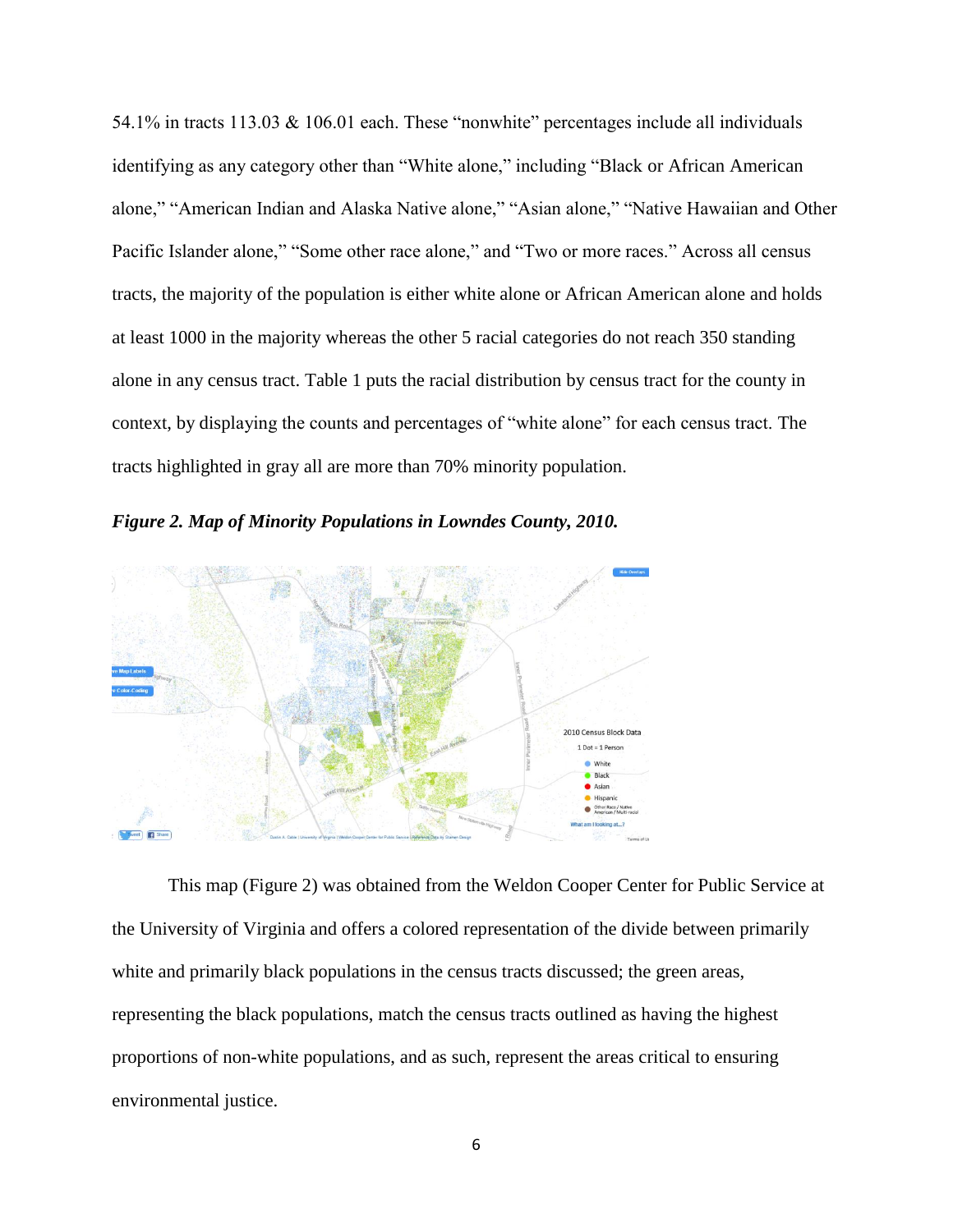54.1% in tracts 113.03 & 106.01 each. These "nonwhite" percentages include all individuals identifying as any category other than "White alone," including "Black or African American alone," "American Indian and Alaska Native alone," "Asian alone," "Native Hawaiian and Other Pacific Islander alone," "Some other race alone," and "Two or more races." Across all census tracts, the majority of the population is either white alone or African American alone and holds at least 1000 in the majority whereas the other 5 racial categories do not reach 350 standing alone in any census tract. Table 1 puts the racial distribution by census tract for the county in context, by displaying the counts and percentages of "white alone" for each census tract. The tracts highlighted in gray all are more than 70% minority population.

***Figure 2. Map of Minority Populations in Lowndes County, 2010.***

This map (Figure 2) was obtained from the Weldon Cooper Center for Public Service at the University of Virginia and offers a colored representation of the divide between primarily white and primarily black populations in the census tracts discussed; the green areas, representing the black populations, match the census tracts outlined as having the highest proportions of non-white populations, and as such, represent the areas critical to ensuring environmental justice.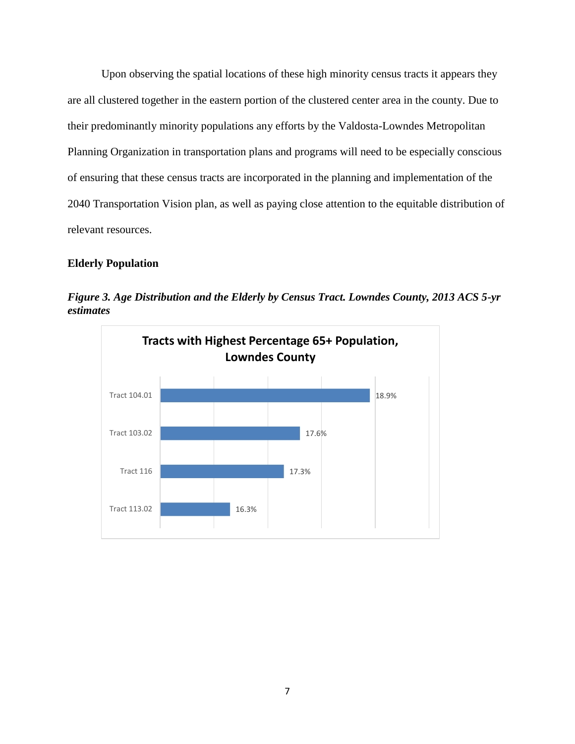Upon observing the spatial locations of these high minority census tracts it appears they are all clustered together in the eastern portion of the clustered center area in the county. Due to their predominantly minority populations any efforts by the Valdosta-Lowndes Metropolitan Planning Organization in transportation plans and programs will need to be especially conscious of ensuring that these census tracts are incorporated in the planning and implementation of the 2040 Transportation Vision plan, as well as paying close attention to the equitable distribution of relevant resources.

**Elderly Population**

***Figure 3. Age Distribution and the Elderly by Census Tract. Lowndes County, 2013 ACS 5-yr estimates***

**Tracts with Highest Percentage 65+ Population, Lowndes County**

| Tract | Percentage 65+ |
|---|---|
| Tract 104.01 | 18.9% |
| Tract 103.02 | 17.6% |
| Tract 116 | 17.3% |
| Tract 113.02 | 16.3% |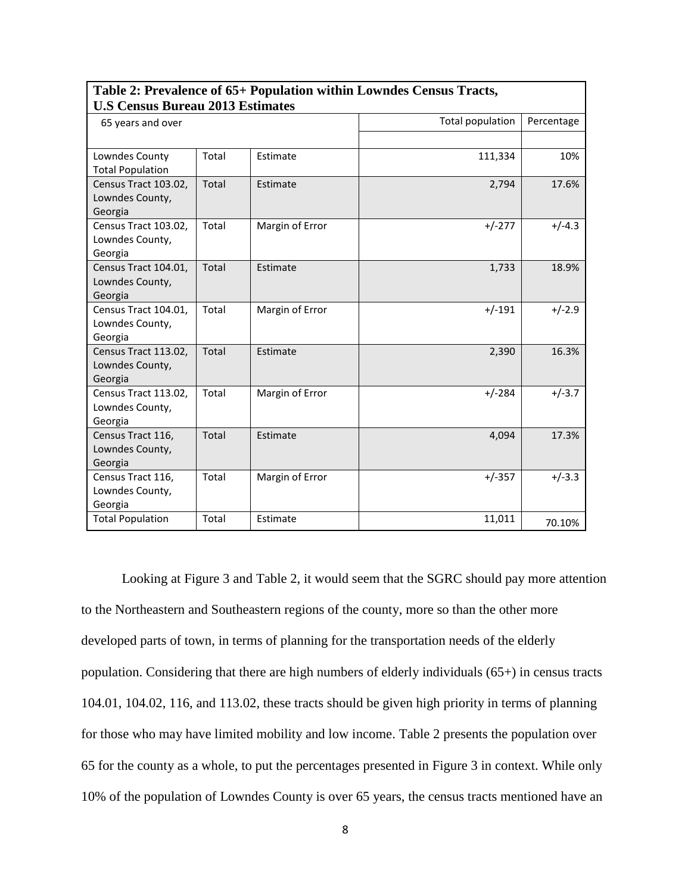**Table 2: Prevalence of 65+ Population within Lowndes Census Tracts, U.S Census Bureau 2013 Estimates**

| 65 years and over | | | Total population | Percentage |
|---|---|---|---|---|
| | | | | |
| Lowndes County Total Population | Total | Estimate | 111,334 | 10% |
| Census Tract 103.02, Lowndes County, Georgia | Total | Estimate | 2,794 | 17.6% |
| Census Tract 103.02, Lowndes County, Georgia | Total | Margin of Error | +/-277 | +/-4.3 |
| Census Tract 104.01, Lowndes County, Georgia | Total | Estimate | 1,733 | 18.9% |
| Census Tract 104.01, Lowndes County, Georgia | Total | Margin of Error | +/-191 | +/-2.9 |
| Census Tract 113.02, Lowndes County, Georgia | Total | Estimate | 2,390 | 16.3% |
| Census Tract 113.02, Lowndes County, Georgia | Total | Margin of Error | +/-284 | +/-3.7 |
| Census Tract 116, Lowndes County, Georgia | Total | Estimate | 4,094 | 17.3% |
| Census Tract 116, Lowndes County, Georgia | Total | Margin of Error | +/-357 | +/-3.3 |
| Total Population | Total | Estimate | 11,011 | 70.10% |

Looking at Figure 3 and Table 2, it would seem that the SGRC should pay more attention to the Northeastern and Southeastern regions of the county, more so than the other more developed parts of town, in terms of planning for the transportation needs of the elderly population. Considering that there are high numbers of elderly individuals (65+) in census tracts 104.01, 104.02, 116, and 113.02, these tracts should be given high priority in terms of planning for those who may have limited mobility and low income. Table 2 presents the population over 65 for the county as a whole, to put the percentages presented in Figure 3 in context. While only 10% of the population of Lowndes County is over 65 years, the census tracts mentioned have an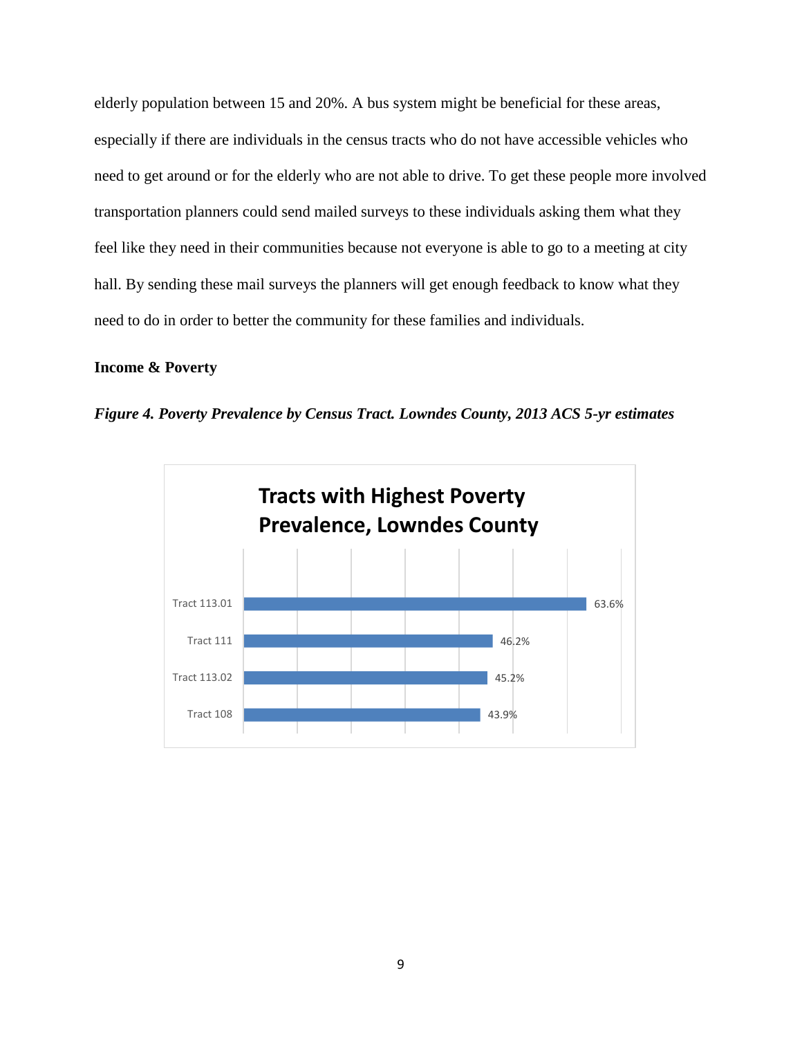elderly population between 15 and 20%. A bus system might be beneficial for these areas, especially if there are individuals in the census tracts who do not have accessible vehicles who need to get around or for the elderly who are not able to drive. To get these people more involved transportation planners could send mailed surveys to these individuals asking them what they feel like they need in their communities because not everyone is able to go to a meeting at city hall. By sending these mail surveys the planners will get enough feedback to know what they need to do in order to better the community for these families and individuals.

**Income & Poverty**

***Figure 4. Poverty Prevalence by Census Tract. Lowndes County, 2013 ACS 5-yr estimates***

**Tracts with Highest Poverty Prevalence, Lowndes County**

| Tract | Poverty Prevalence |
|---|---|
| Tract 113.01 | 63.6% |
| Tract 111 | 46.2% |
| Tract 113.02 | 45.2% |
| Tract 108 | 43.9% |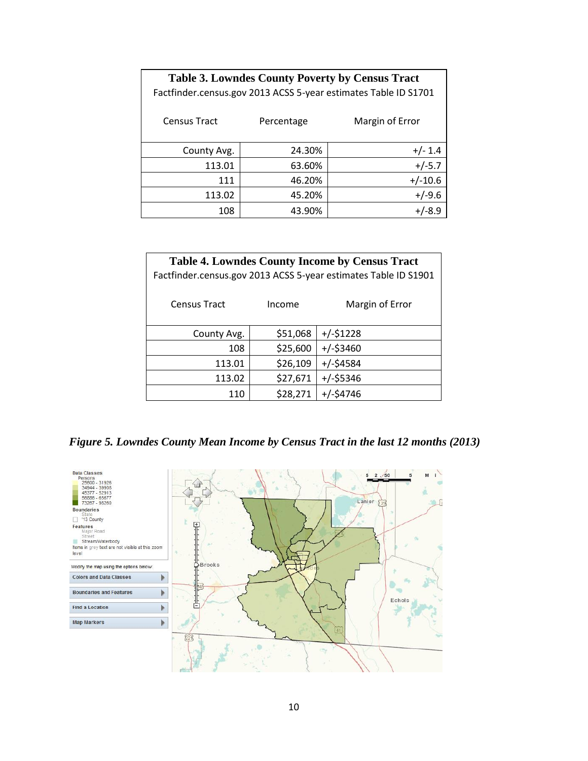**Table 3. Lowndes County Poverty by Census Tract**

Factfinder.census.gov 2013 ACSS 5-year estimates Table ID S1701

| Census Tract | Percentage | Margin of Error |
|---|---|---|
| County Avg. | 24.30% | +/- 1.4 |
| 113.01 | 63.60% | +/-5.7 |
| 111 | 46.20% | +/-10.6 |
| 113.02 | 45.20% | +/-9.6 |
| 108 | 43.90% | +/-8.9 |

**Table 4. Lowndes County Income by Census Tract**

Factfinder.census.gov 2013 ACSS 5-year estimates Table ID S1901

| Census Tract | Income | Margin of Error |
|---|---|---|
| County Avg. | $51,068 | +/-$1228 |
| 108 | $25,600 | +/-$3460 |
| 113.01 | $26,109 | +/-$4584 |
| 113.02 | $27,671 | +/-$5346 |
| 110 | $28,271 | +/-$4746 |

***Figure 5. Lowndes County Mean Income by Census Tract in the last 12 months (2013)***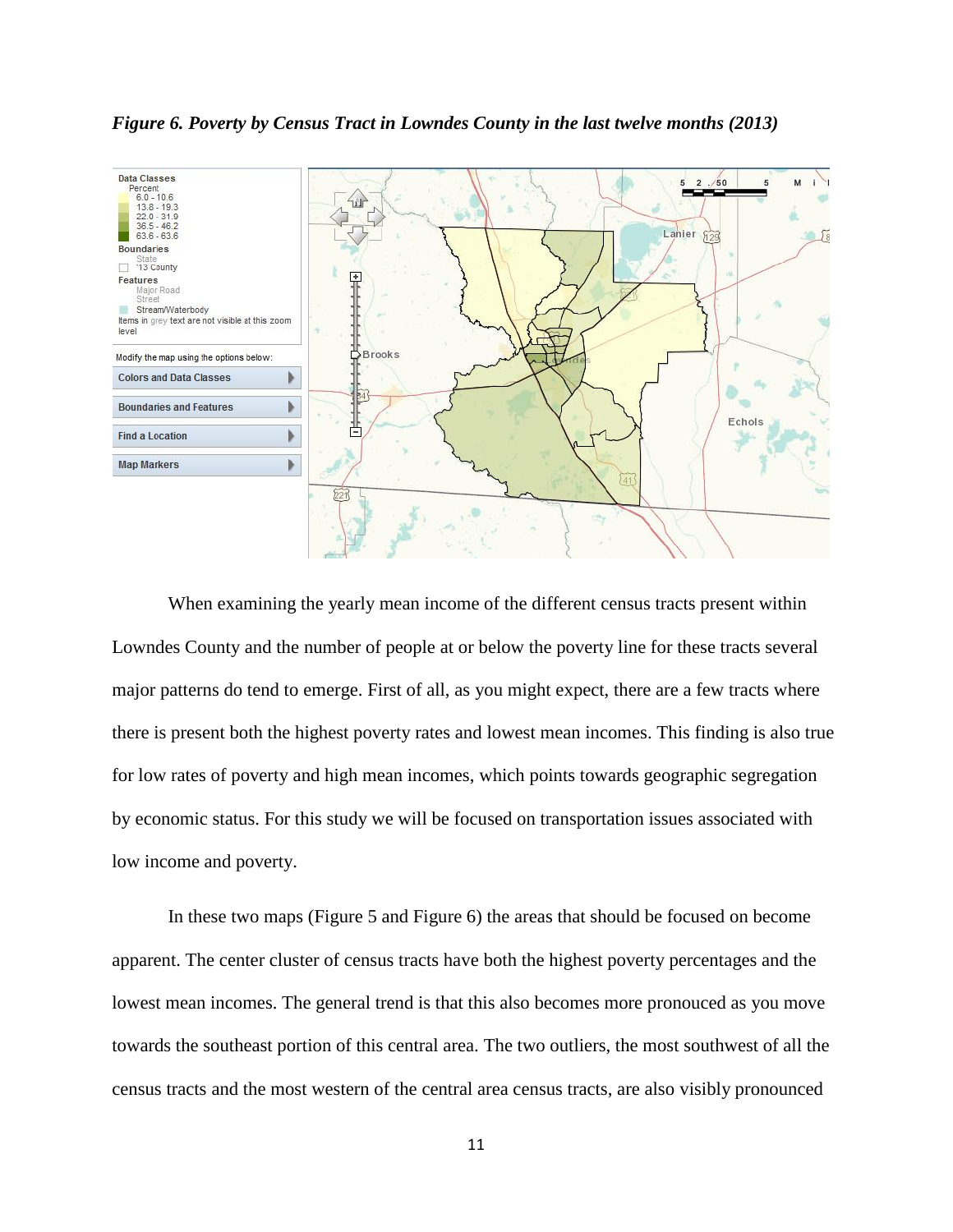*Figure 6. Poverty by Census Tract in Lowndes County in the last twelve months (2013)*

When examining the yearly mean income of the different census tracts present within Lowndes County and the number of people at or below the poverty line for these tracts several major patterns do tend to emerge. First of all, as you might expect, there are a few tracts where there is present both the highest poverty rates and lowest mean incomes. This finding is also true for low rates of poverty and high mean incomes, which points towards geographic segregation by economic status. For this study we will be focused on transportation issues associated with low income and poverty.

In these two maps (Figure 5 and Figure 6) the areas that should be focused on become apparent. The center cluster of census tracts have both the highest poverty percentages and the lowest mean incomes. The general trend is that this also becomes more pronouced as you move towards the southeast portion of this central area. The two outliers, the most southwest of all the census tracts and the most western of the central area census tracts, are also visibly pronounced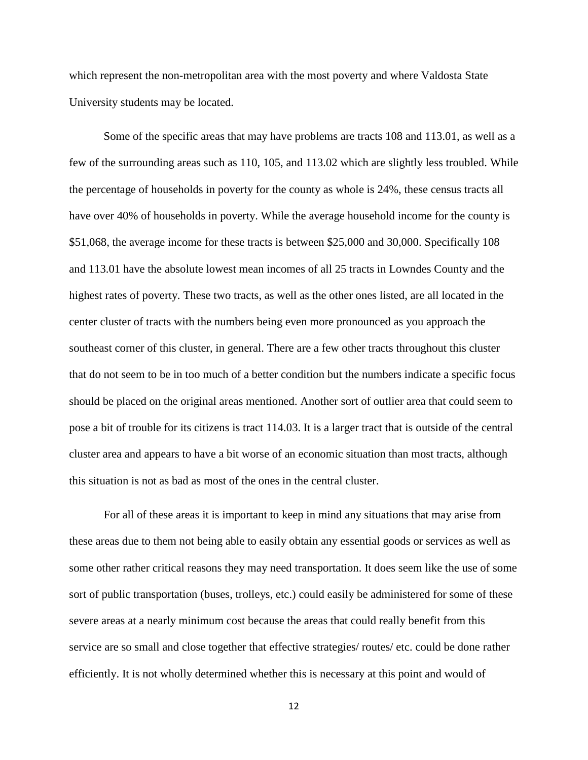which represent the non-metropolitan area with the most poverty and where Valdosta State University students may be located.

Some of the specific areas that may have problems are tracts 108 and 113.01, as well as a few of the surrounding areas such as 110, 105, and 113.02 which are slightly less troubled. While the percentage of households in poverty for the county as whole is 24%, these census tracts all have over 40% of households in poverty. While the average household income for the county is $51,068, the average income for these tracts is between $25,000 and 30,000. Specifically 108 and 113.01 have the absolute lowest mean incomes of all 25 tracts in Lowndes County and the highest rates of poverty. These two tracts, as well as the other ones listed, are all located in the center cluster of tracts with the numbers being even more pronounced as you approach the southeast corner of this cluster, in general. There are a few other tracts throughout this cluster that do not seem to be in too much of a better condition but the numbers indicate a specific focus should be placed on the original areas mentioned. Another sort of outlier area that could seem to pose a bit of trouble for its citizens is tract 114.03. It is a larger tract that is outside of the central cluster area and appears to have a bit worse of an economic situation than most tracts, although this situation is not as bad as most of the ones in the central cluster.

For all of these areas it is important to keep in mind any situations that may arise from these areas due to them not being able to easily obtain any essential goods or services as well as some other rather critical reasons they may need transportation. It does seem like the use of some sort of public transportation (buses, trolleys, etc.) could easily be administered for some of these severe areas at a nearly minimum cost because the areas that could really benefit from this service are so small and close together that effective strategies/ routes/ etc. could be done rather efficiently. It is not wholly determined whether this is necessary at this point and would of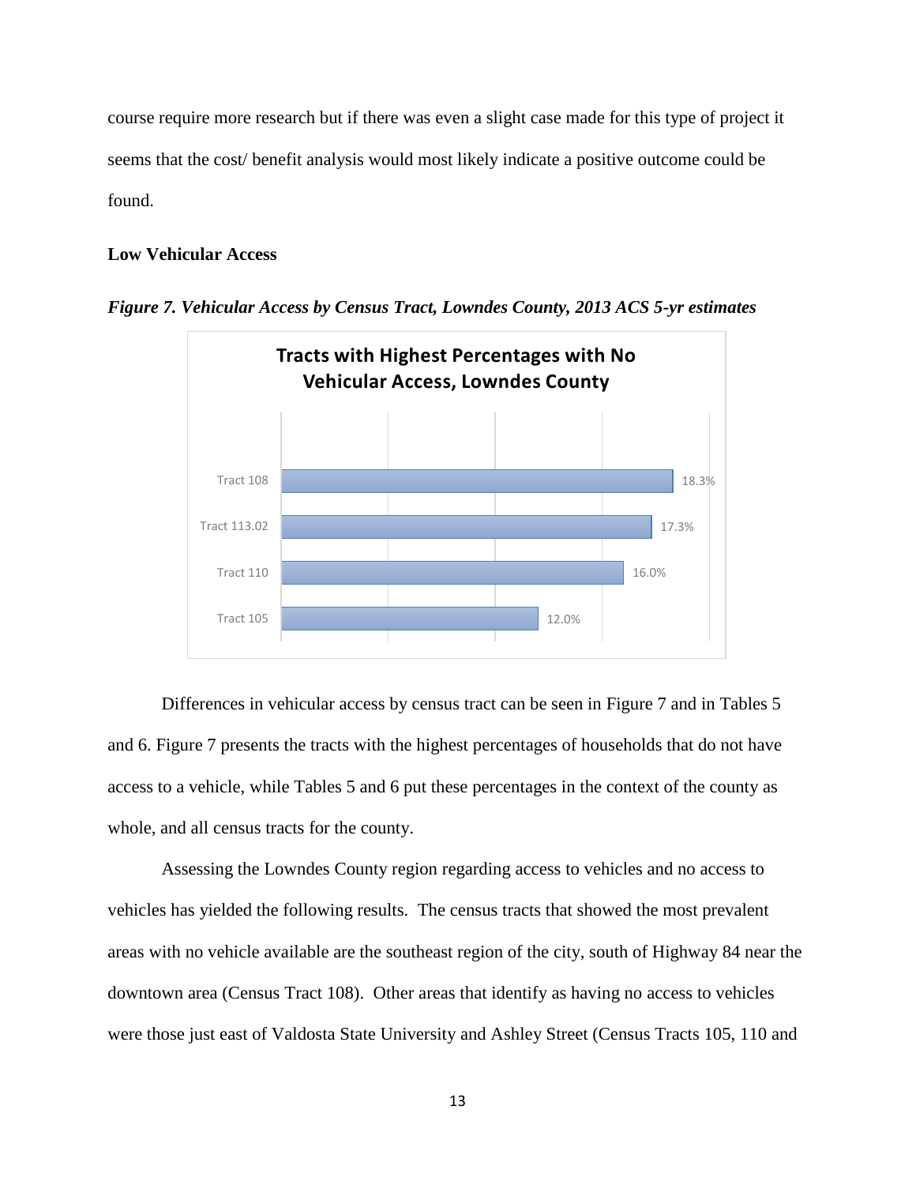course require more research but if there was even a slight case made for this type of project it seems that the cost/ benefit analysis would most likely indicate a positive outcome could be found.

**Low Vehicular Access**

***Figure 7. Vehicular Access by Census Tract, Lowndes County, 2013 ACS 5-yr estimates***

**Tracts with Highest Percentages with No Vehicular Access, Lowndes County**

| Tract | Percentage |
| --- | --- |
| Tract 108 | 18.3% |
| Tract 113.02 | 17.3% |
| Tract 110 | 16.0% |
| Tract 105 | 12.0% |

Differences in vehicular access by census tract can be seen in Figure 7 and in Tables 5 and 6. Figure 7 presents the tracts with the highest percentages of households that do not have access to a vehicle, while Tables 5 and 6 put these percentages in the context of the county as whole, and all census tracts for the county.

Assessing the Lowndes County region regarding access to vehicles and no access to vehicles has yielded the following results. The census tracts that showed the most prevalent areas with no vehicle available are the southeast region of the city, south of Highway 84 near the downtown area (Census Tract 108). Other areas that identify as having no access to vehicles were those just east of Valdosta State University and Ashley Street (Census Tracts 105, 110 and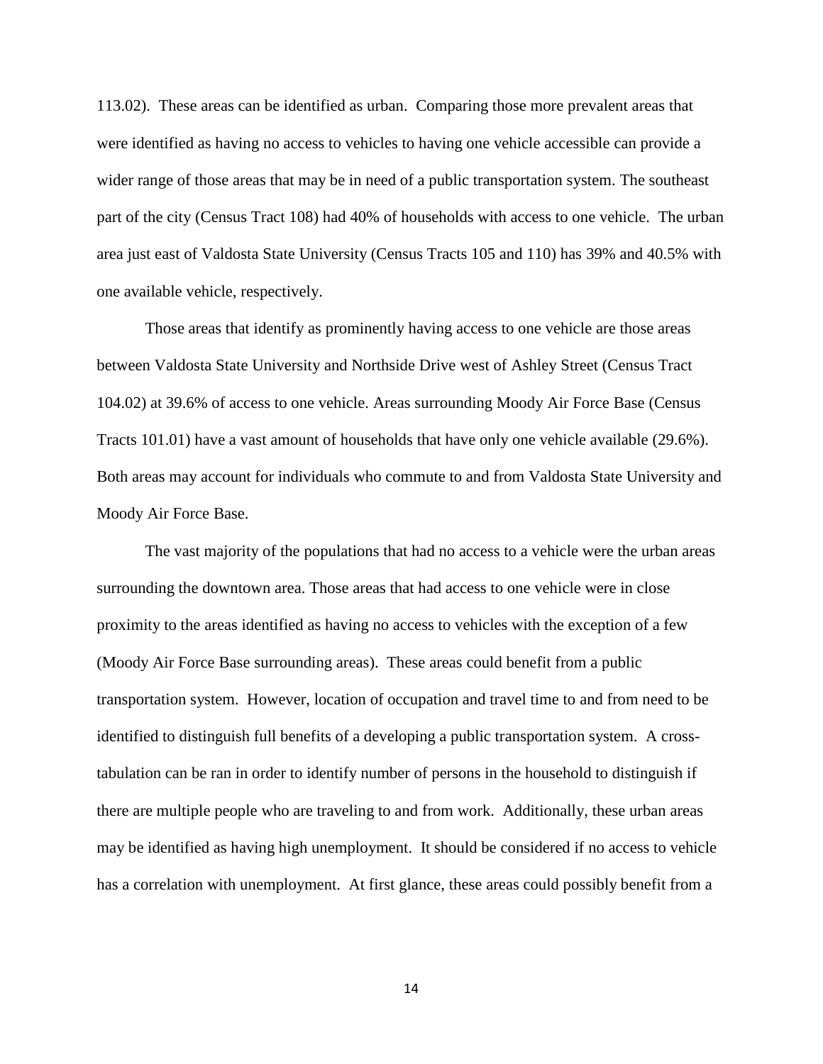113.02). These areas can be identified as urban. Comparing those more prevalent areas that were identified as having no access to vehicles to having one vehicle accessible can provide a wider range of those areas that may be in need of a public transportation system. The southeast part of the city (Census Tract 108) had 40% of households with access to one vehicle. The urban area just east of Valdosta State University (Census Tracts 105 and 110) has 39% and 40.5% with one available vehicle, respectively.

Those areas that identify as prominently having access to one vehicle are those areas between Valdosta State University and Northside Drive west of Ashley Street (Census Tract 104.02) at 39.6% of access to one vehicle. Areas surrounding Moody Air Force Base (Census Tracts 101.01) have a vast amount of households that have only one vehicle available (29.6%). Both areas may account for individuals who commute to and from Valdosta State University and Moody Air Force Base.

The vast majority of the populations that had no access to a vehicle were the urban areas surrounding the downtown area. Those areas that had access to one vehicle were in close proximity to the areas identified as having no access to vehicles with the exception of a few (Moody Air Force Base surrounding areas). These areas could benefit from a public transportation system. However, location of occupation and travel time to and from need to be identified to distinguish full benefits of a developing a public transportation system. A cross-tabulation can be ran in order to identify number of persons in the household to distinguish if there are multiple people who are traveling to and from work. Additionally, these urban areas may be identified as having high unemployment. It should be considered if no access to vehicle has a correlation with unemployment. At first glance, these areas could possibly benefit from a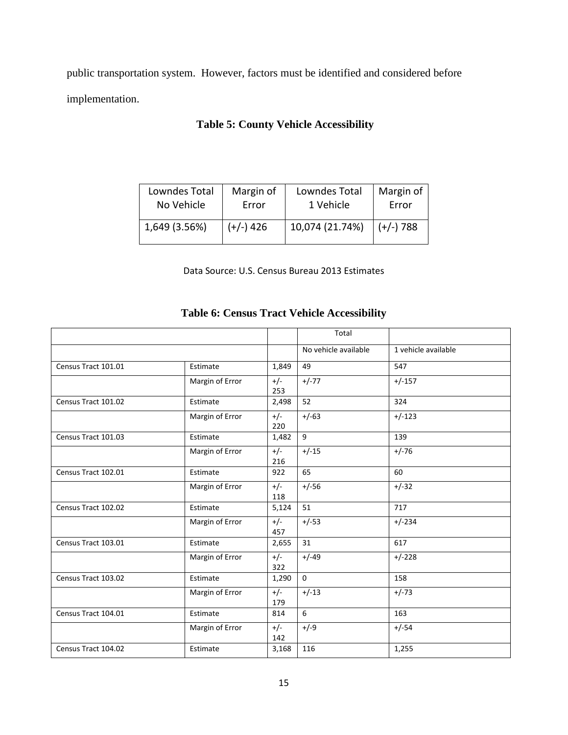public transportation system. However, factors must be identified and considered before implementation.

**Table 5: County Vehicle Accessibility**

| Lowndes Total No Vehicle | Margin of Error | Lowndes Total 1 Vehicle | Margin of Error |
|---|---|---|---|
| 1,649 (3.56%) | (+/-) 426 | 10,074 (21.74%) | (+/-) 788 |

Data Source: U.S. Census Bureau 2013 Estimates

**Table 6: Census Tract Vehicle Accessibility**

| | | | Total | |
|---|---|---|---|---|
| | | | No vehicle available | 1 vehicle available |
| Census Tract 101.01 | Estimate | 1,849 | 49 | 547 |
| | Margin of Error | +/- 253 | +/-77 | +/-157 |
| Census Tract 101.02 | Estimate | 2,498 | 52 | 324 |
| | Margin of Error | +/- 220 | +/-63 | +/-123 |
| Census Tract 101.03 | Estimate | 1,482 | 9 | 139 |
| | Margin of Error | +/- 216 | +/-15 | +/-76 |
| Census Tract 102.01 | Estimate | 922 | 65 | 60 |
| | Margin of Error | +/- 118 | +/-56 | +/-32 |
| Census Tract 102.02 | Estimate | 5,124 | 51 | 717 |
| | Margin of Error | +/- 457 | +/-53 | +/-234 |
| Census Tract 103.01 | Estimate | 2,655 | 31 | 617 |
| | Margin of Error | +/- 322 | +/-49 | +/-228 |
| Census Tract 103.02 | Estimate | 1,290 | 0 | 158 |
| | Margin of Error | +/- 179 | +/-13 | +/-73 |
| Census Tract 104.01 | Estimate | 814 | 6 | 163 |
| | Margin of Error | +/- 142 | +/-9 | +/-54 |
| Census Tract 104.02 | Estimate | 3,168 | 116 | 1,255 |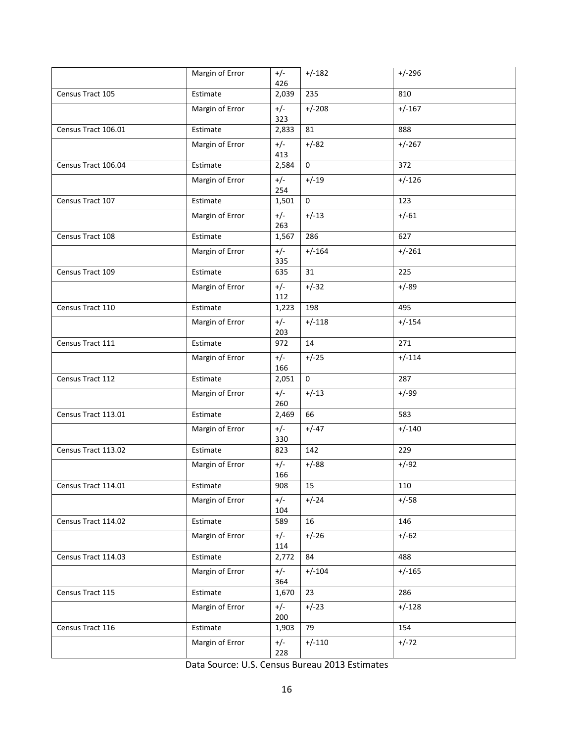| | | | | |
|---|---|---|---|---|
| | Margin of Error | +/- 426 | +/-182 | +/-296 |
| Census Tract 105 | Estimate | 2,039 | 235 | 810 |
| | Margin of Error | +/- 323 | +/-208 | +/-167 |
| Census Tract 106.01 | Estimate | 2,833 | 81 | 888 |
| | Margin of Error | +/- 413 | +/-82 | +/-267 |
| Census Tract 106.04 | Estimate | 2,584 | 0 | 372 |
| | Margin of Error | +/- 254 | +/-19 | +/-126 |
| Census Tract 107 | Estimate | 1,501 | 0 | 123 |
| | Margin of Error | +/- 263 | +/-13 | +/-61 |
| Census Tract 108 | Estimate | 1,567 | 286 | 627 |
| | Margin of Error | +/- 335 | +/-164 | +/-261 |
| Census Tract 109 | Estimate | 635 | 31 | 225 |
| | Margin of Error | +/- 112 | +/-32 | +/-89 |
| Census Tract 110 | Estimate | 1,223 | 198 | 495 |
| | Margin of Error | +/- 203 | +/-118 | +/-154 |
| Census Tract 111 | Estimate | 972 | 14 | 271 |
| | Margin of Error | +/- 166 | +/-25 | +/-114 |
| Census Tract 112 | Estimate | 2,051 | 0 | 287 |
| | Margin of Error | +/- 260 | +/-13 | +/-99 |
| Census Tract 113.01 | Estimate | 2,469 | 66 | 583 |
| | Margin of Error | +/- 330 | +/-47 | +/-140 |
| Census Tract 113.02 | Estimate | 823 | 142 | 229 |
| | Margin of Error | +/- 166 | +/-88 | +/-92 |
| Census Tract 114.01 | Estimate | 908 | 15 | 110 |
| | Margin of Error | +/- 104 | +/-24 | +/-58 |
| Census Tract 114.02 | Estimate | 589 | 16 | 146 |
| | Margin of Error | +/- 114 | +/-26 | +/-62 |
| Census Tract 114.03 | Estimate | 2,772 | 84 | 488 |
| | Margin of Error | +/- 364 | +/-104 | +/-165 |
| Census Tract 115 | Estimate | 1,670 | 23 | 286 |
| | Margin of Error | +/- 200 | +/-23 | +/-128 |
| Census Tract 116 | Estimate | 1,903 | 79 | 154 |
| | Margin of Error | +/- 228 | +/-110 | +/-72 |

Data Source: U.S. Census Bureau 2013 Estimates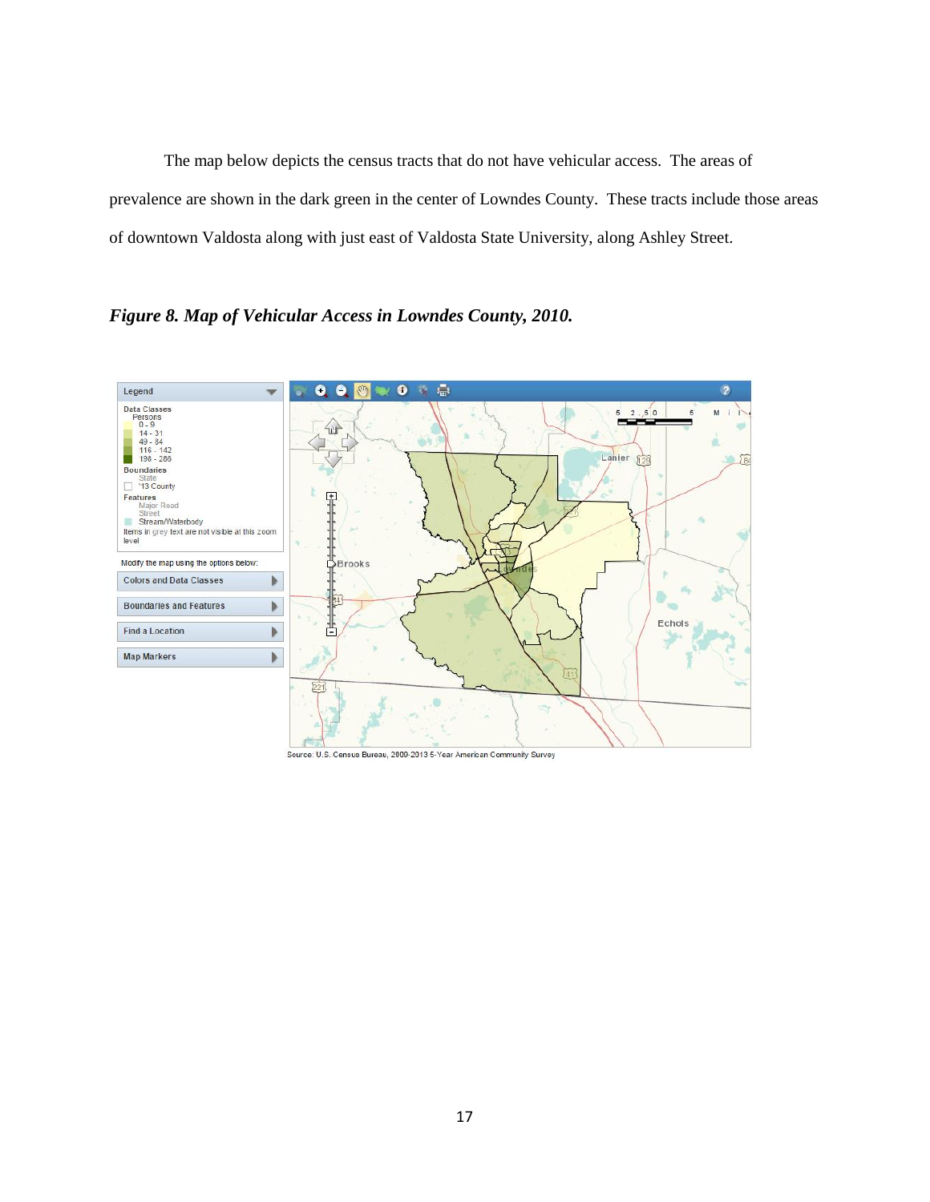The map below depicts the census tracts that do not have vehicular access. The areas of prevalence are shown in the dark green in the center of Lowndes County. These tracts include those areas of downtown Valdosta along with just east of Valdosta State University, along Ashley Street.

*Figure 8. Map of Vehicular Access in Lowndes County, 2010.*

Source: U.S. Census Bureau, 2009-2013 5-Year American Community Survey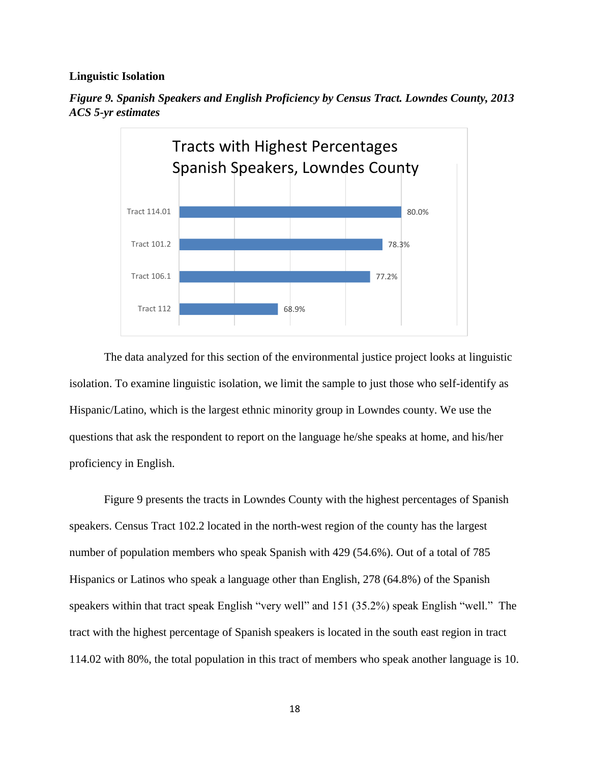**Linguistic Isolation**

***Figure 9. Spanish Speakers and English Proficiency by Census Tract. Lowndes County, 2013 ACS 5-yr estimates***

Tracts with Highest Percentages Spanish Speakers, Lowndes County

| Tract | Percentage |
|---|---|
| Tract 114.01 | 80.0% |
| Tract 101.2 | 78.3% |
| Tract 106.1 | 77.2% |
| Tract 112 | 68.9% |

The data analyzed for this section of the environmental justice project looks at linguistic isolation. To examine linguistic isolation, we limit the sample to just those who self-identify as Hispanic/Latino, which is the largest ethnic minority group in Lowndes county. We use the questions that ask the respondent to report on the language he/she speaks at home, and his/her proficiency in English.

Figure 9 presents the tracts in Lowndes County with the highest percentages of Spanish speakers. Census Tract 102.2 located in the north-west region of the county has the largest number of population members who speak Spanish with 429 (54.6%). Out of a total of 785 Hispanics or Latinos who speak a language other than English, 278 (64.8%) of the Spanish speakers within that tract speak English "very well" and 151 (35.2%) speak English "well." The tract with the highest percentage of Spanish speakers is located in the south east region in tract 114.02 with 80%, the total population in this tract of members who speak another language is 10.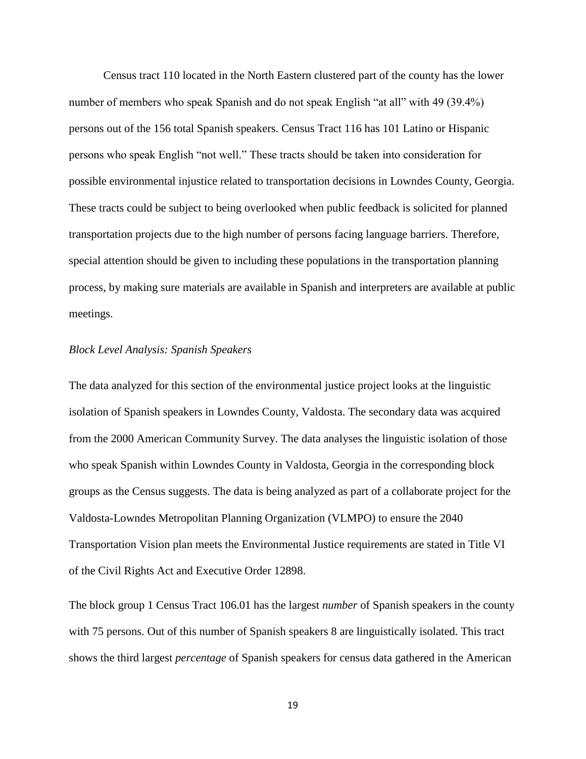Census tract 110 located in the North Eastern clustered part of the county has the lower number of members who speak Spanish and do not speak English "at all" with 49 (39.4%) persons out of the 156 total Spanish speakers. Census Tract 116 has 101 Latino or Hispanic persons who speak English "not well." These tracts should be taken into consideration for possible environmental injustice related to transportation decisions in Lowndes County, Georgia. These tracts could be subject to being overlooked when public feedback is solicited for planned transportation projects due to the high number of persons facing language barriers. Therefore, special attention should be given to including these populations in the transportation planning process, by making sure materials are available in Spanish and interpreters are available at public meetings.

*Block Level Analysis: Spanish Speakers*

The data analyzed for this section of the environmental justice project looks at the linguistic isolation of Spanish speakers in Lowndes County, Valdosta. The secondary data was acquired from the 2000 American Community Survey. The data analyses the linguistic isolation of those who speak Spanish within Lowndes County in Valdosta, Georgia in the corresponding block groups as the Census suggests. The data is being analyzed as part of a collaborate project for the Valdosta-Lowndes Metropolitan Planning Organization (VLMPO) to ensure the 2040 Transportation Vision plan meets the Environmental Justice requirements are stated in Title VI of the Civil Rights Act and Executive Order 12898.

The block group 1 Census Tract 106.01 has the largest *number* of Spanish speakers in the county with 75 persons. Out of this number of Spanish speakers 8 are linguistically isolated. This tract shows the third largest *percentage* of Spanish speakers for census data gathered in the American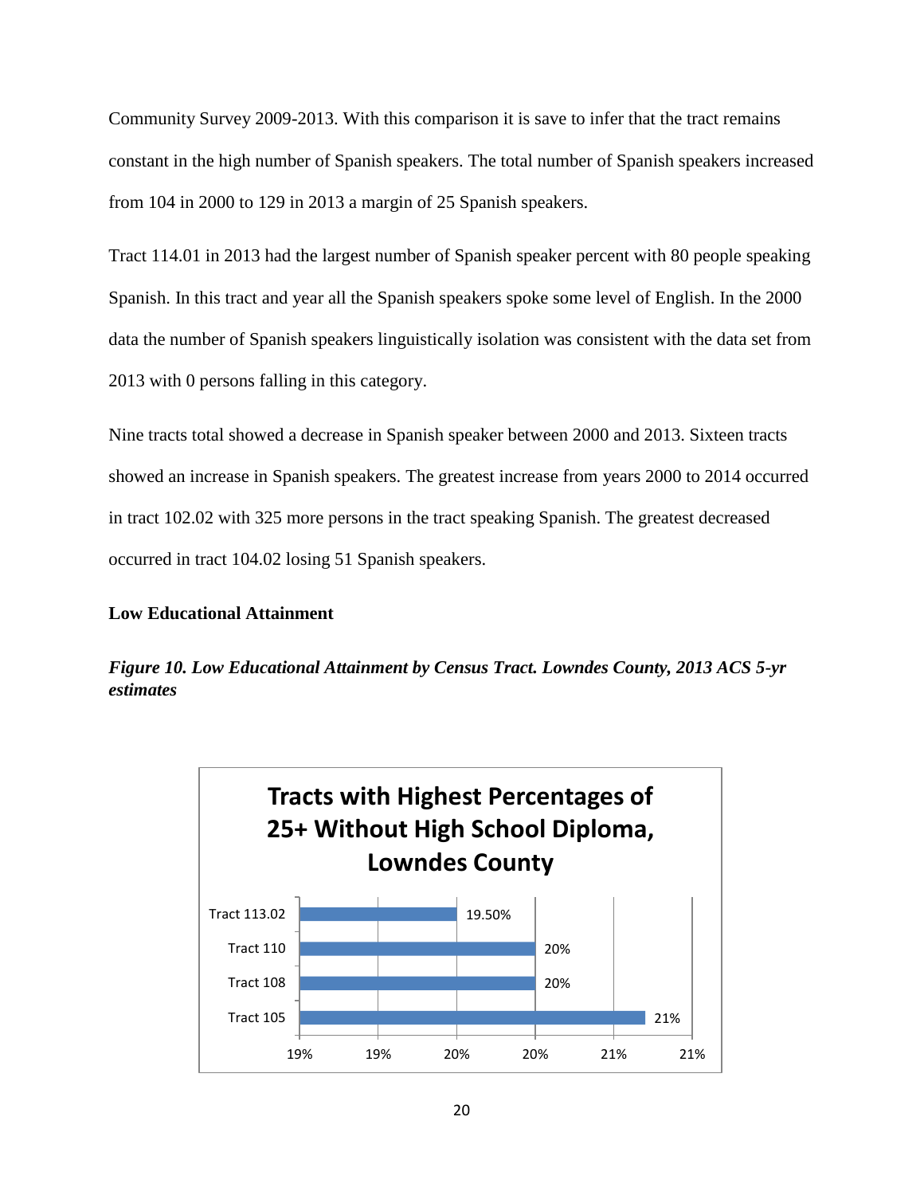Community Survey 2009-2013. With this comparison it is save to infer that the tract remains constant in the high number of Spanish speakers. The total number of Spanish speakers increased from 104 in 2000 to 129 in 2013 a margin of 25 Spanish speakers.

Tract 114.01 in 2013 had the largest number of Spanish speaker percent with 80 people speaking Spanish. In this tract and year all the Spanish speakers spoke some level of English. In the 2000 data the number of Spanish speakers linguistically isolation was consistent with the data set from 2013 with 0 persons falling in this category.

Nine tracts total showed a decrease in Spanish speaker between 2000 and 2013. Sixteen tracts showed an increase in Spanish speakers. The greatest increase from years 2000 to 2014 occurred in tract 102.02 with 325 more persons in the tract speaking Spanish. The greatest decreased occurred in tract 104.02 losing 51 Spanish speakers.

**Low Educational Attainment**

***Figure 10. Low Educational Attainment by Census Tract. Lowndes County, 2013 ACS 5-yr estimates***

**Tracts with Highest Percentages of 25+ Without High School Diploma, Lowndes County**

| Tract | Percent |
|---|---|
| Tract 113.02 | 19.50% |
| Tract 110 | 20% |
| Tract 108 | 20% |
| Tract 105 | 21% |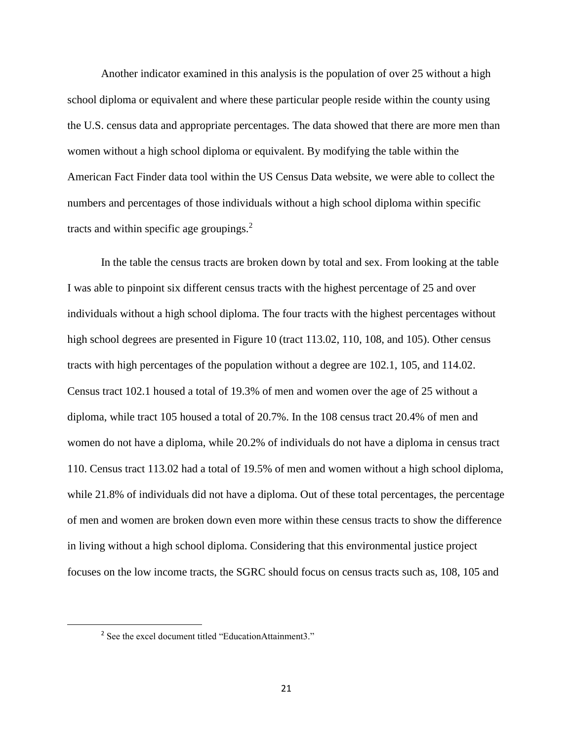Another indicator examined in this analysis is the population of over 25 without a high school diploma or equivalent and where these particular people reside within the county using the U.S. census data and appropriate percentages. The data showed that there are more men than women without a high school diploma or equivalent. By modifying the table within the American Fact Finder data tool within the US Census Data website, we were able to collect the numbers and percentages of those individuals without a high school diploma within specific tracts and within specific age groupings.[2]

In the table the census tracts are broken down by total and sex. From looking at the table I was able to pinpoint six different census tracts with the highest percentage of 25 and over individuals without a high school diploma. The four tracts with the highest percentages without high school degrees are presented in Figure 10 (tract 113.02, 110, 108, and 105). Other census tracts with high percentages of the population without a degree are 102.1, 105, and 114.02. Census tract 102.1 housed a total of 19.3% of men and women over the age of 25 without a diploma, while tract 105 housed a total of 20.7%. In the 108 census tract 20.4% of men and women do not have a diploma, while 20.2% of individuals do not have a diploma in census tract 110. Census tract 113.02 had a total of 19.5% of men and women without a high school diploma, while 21.8% of individuals did not have a diploma. Out of these total percentages, the percentage of men and women are broken down even more within these census tracts to show the difference in living without a high school diploma. Considering that this environmental justice project focuses on the low income tracts, the SGRC should focus on census tracts such as, 108, 105 and

[2] See the excel document titled "EducationAttainment3."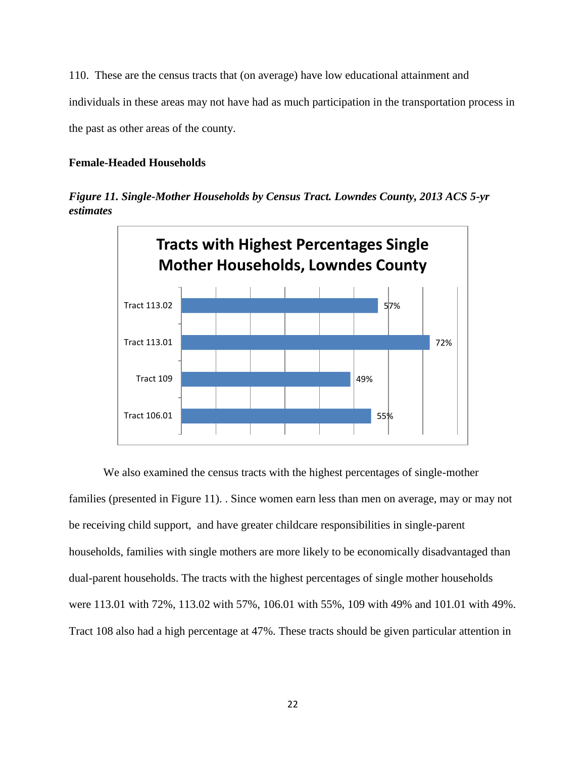110. These are the census tracts that (on average) have low educational attainment and individuals in these areas may not have had as much participation in the transportation process in the past as other areas of the county.

### Female-Headed Households

***Figure 11. Single-Mother Households by Census Tract. Lowndes County, 2013 ACS 5-yr estimates***

**Tracts with Highest Percentages Single Mother Households, Lowndes County**

| Tract | Percentage |
| --- | --- |
| Tract 113.02 | 57% |
| Tract 113.01 | 72% |
| Tract 109 | 49% |
| Tract 106.01 | 55% |

We also examined the census tracts with the highest percentages of single-mother families (presented in Figure 11). . Since women earn less than men on average, may or may not be receiving child support, and have greater childcare responsibilities in single-parent households, families with single mothers are more likely to be economically disadvantaged than dual-parent households. The tracts with the highest percentages of single mother households were 113.01 with 72%, 113.02 with 57%, 106.01 with 55%, 109 with 49% and 101.01 with 49%. Tract 108 also had a high percentage at 47%. These tracts should be given particular attention in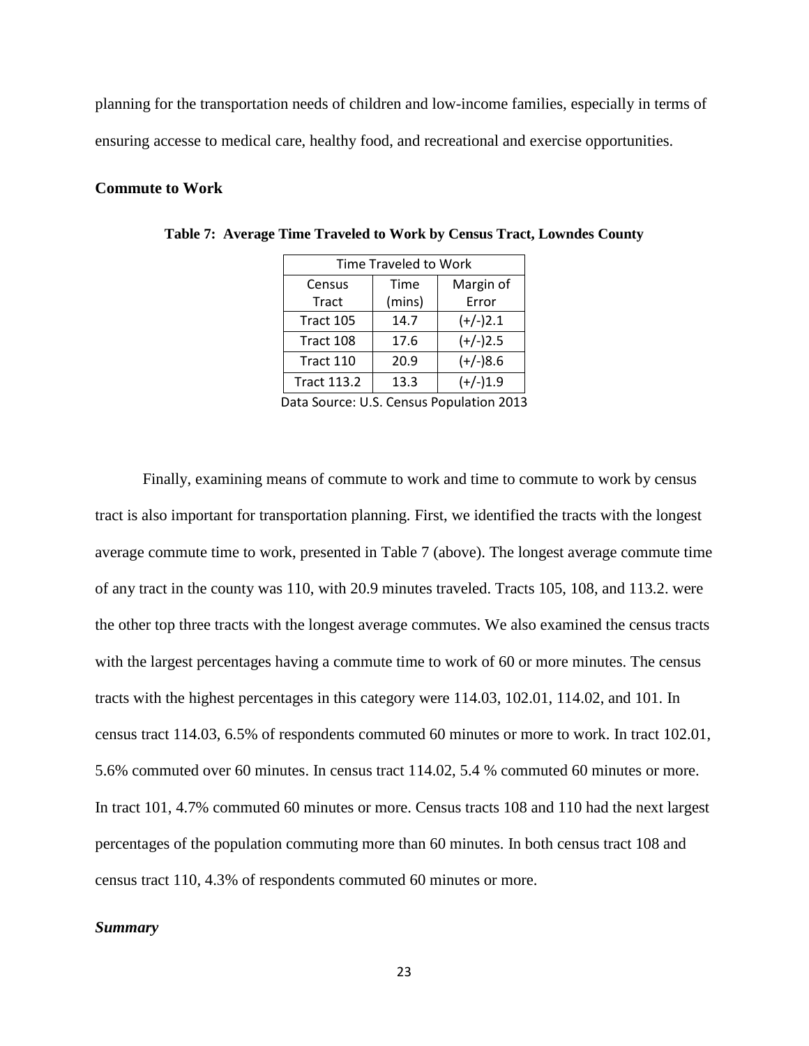planning for the transportation needs of children and low-income families, especially in terms of ensuring accesse to medical care, healthy food, and recreational and exercise opportunities.

### Commute to Work

**Table 7: Average Time Traveled to Work by Census Tract, Lowndes County**

| Time Traveled to Work | | |
|---|---|---|
| Census Tract | Time (mins) | Margin of Error |
| Tract 105 | 14.7 | (+/-)2.1 |
| Tract 108 | 17.6 | (+/-)2.5 |
| Tract 110 | 20.9 | (+/-)8.6 |
| Tract 113.2 | 13.3 | (+/-)1.9 |

Data Source: U.S. Census Population 2013

Finally, examining means of commute to work and time to commute to work by census tract is also important for transportation planning. First, we identified the tracts with the longest average commute time to work, presented in Table 7 (above). The longest average commute time of any tract in the county was 110, with 20.9 minutes traveled. Tracts 105, 108, and 113.2. were the other top three tracts with the longest average commutes. We also examined the census tracts with the largest percentages having a commute time to work of 60 or more minutes. The census tracts with the highest percentages in this category were 114.03, 102.01, 114.02, and 101. In census tract 114.03, 6.5% of respondents commuted 60 minutes or more to work. In tract 102.01, 5.6% commuted over 60 minutes. In census tract 114.02, 5.4 % commuted 60 minutes or more. In tract 101, 4.7% commuted 60 minutes or more. Census tracts 108 and 110 had the next largest percentages of the population commuting more than 60 minutes. In both census tract 108 and census tract 110, 4.3% of respondents commuted 60 minutes or more.

#### *Summary*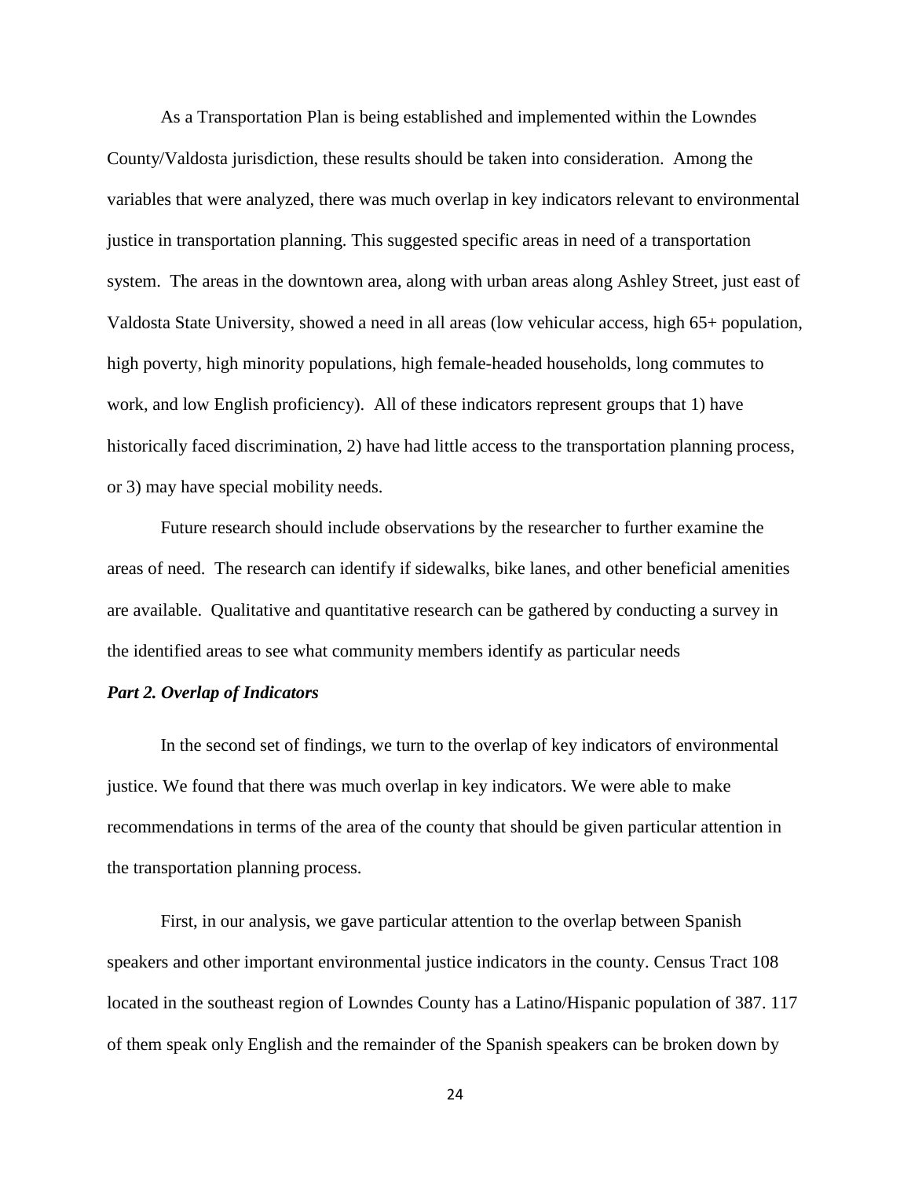As a Transportation Plan is being established and implemented within the Lowndes County/Valdosta jurisdiction, these results should be taken into consideration. Among the variables that were analyzed, there was much overlap in key indicators relevant to environmental justice in transportation planning. This suggested specific areas in need of a transportation system. The areas in the downtown area, along with urban areas along Ashley Street, just east of Valdosta State University, showed a need in all areas (low vehicular access, high 65+ population, high poverty, high minority populations, high female-headed households, long commutes to work, and low English proficiency). All of these indicators represent groups that 1) have historically faced discrimination, 2) have had little access to the transportation planning process, or 3) may have special mobility needs.

Future research should include observations by the researcher to further examine the areas of need. The research can identify if sidewalks, bike lanes, and other beneficial amenities are available. Qualitative and quantitative research can be gathered by conducting a survey in the identified areas to see what community members identify as particular needs

***Part 2. Overlap of Indicators***

In the second set of findings, we turn to the overlap of key indicators of environmental justice. We found that there was much overlap in key indicators. We were able to make recommendations in terms of the area of the county that should be given particular attention in the transportation planning process.

First, in our analysis, we gave particular attention to the overlap between Spanish speakers and other important environmental justice indicators in the county. Census Tract 108 located in the southeast region of Lowndes County has a Latino/Hispanic population of 387. 117 of them speak only English and the remainder of the Spanish speakers can be broken down by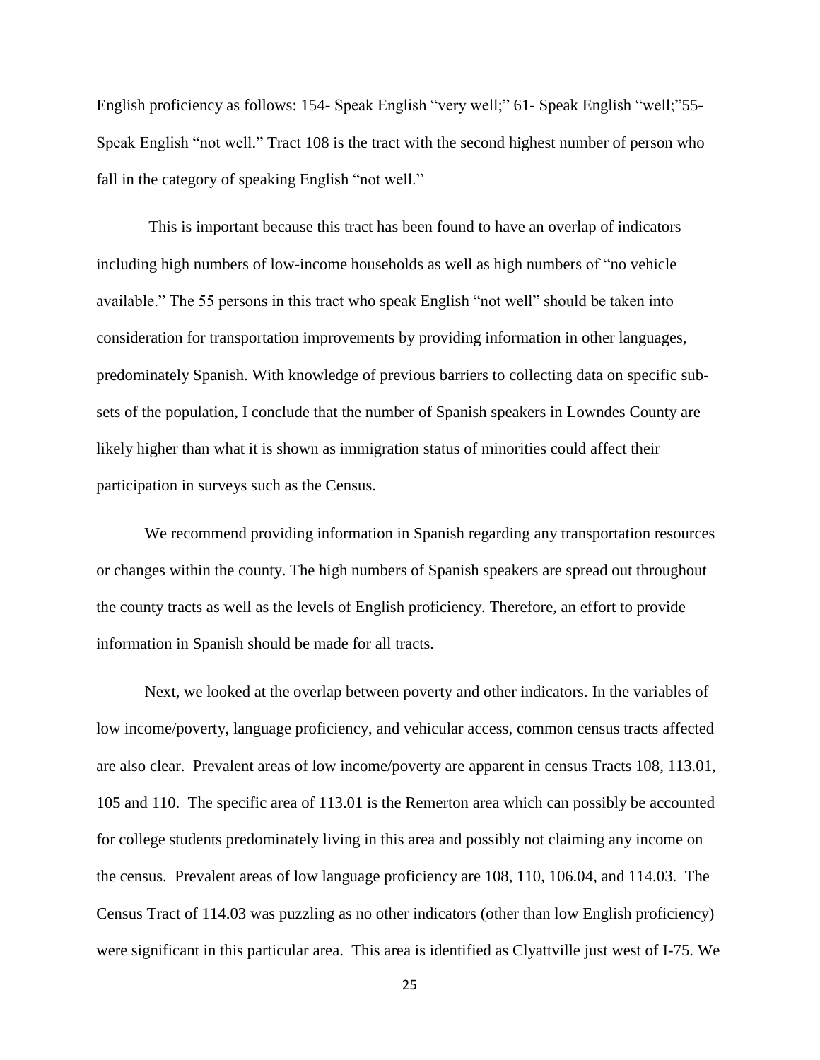English proficiency as follows: 154- Speak English “very well;” 61- Speak English “well;”55- Speak English “not well.” Tract 108 is the tract with the second highest number of person who fall in the category of speaking English “not well.”

This is important because this tract has been found to have an overlap of indicators including high numbers of low-income households as well as high numbers of “no vehicle available.” The 55 persons in this tract who speak English “not well” should be taken into consideration for transportation improvements by providing information in other languages, predominately Spanish. With knowledge of previous barriers to collecting data on specific sub-sets of the population, I conclude that the number of Spanish speakers in Lowndes County are likely higher than what it is shown as immigration status of minorities could affect their participation in surveys such as the Census.

We recommend providing information in Spanish regarding any transportation resources or changes within the county. The high numbers of Spanish speakers are spread out throughout the county tracts as well as the levels of English proficiency. Therefore, an effort to provide information in Spanish should be made for all tracts.

Next, we looked at the overlap between poverty and other indicators. In the variables of low income/poverty, language proficiency, and vehicular access, common census tracts affected are also clear. Prevalent areas of low income/poverty are apparent in census Tracts 108, 113.01, 105 and 110. The specific area of 113.01 is the Remerton area which can possibly be accounted for college students predominately living in this area and possibly not claiming any income on the census. Prevalent areas of low language proficiency are 108, 110, 106.04, and 114.03. The Census Tract of 114.03 was puzzling as no other indicators (other than low English proficiency) were significant in this particular area. This area is identified as Clyattville just west of I-75. We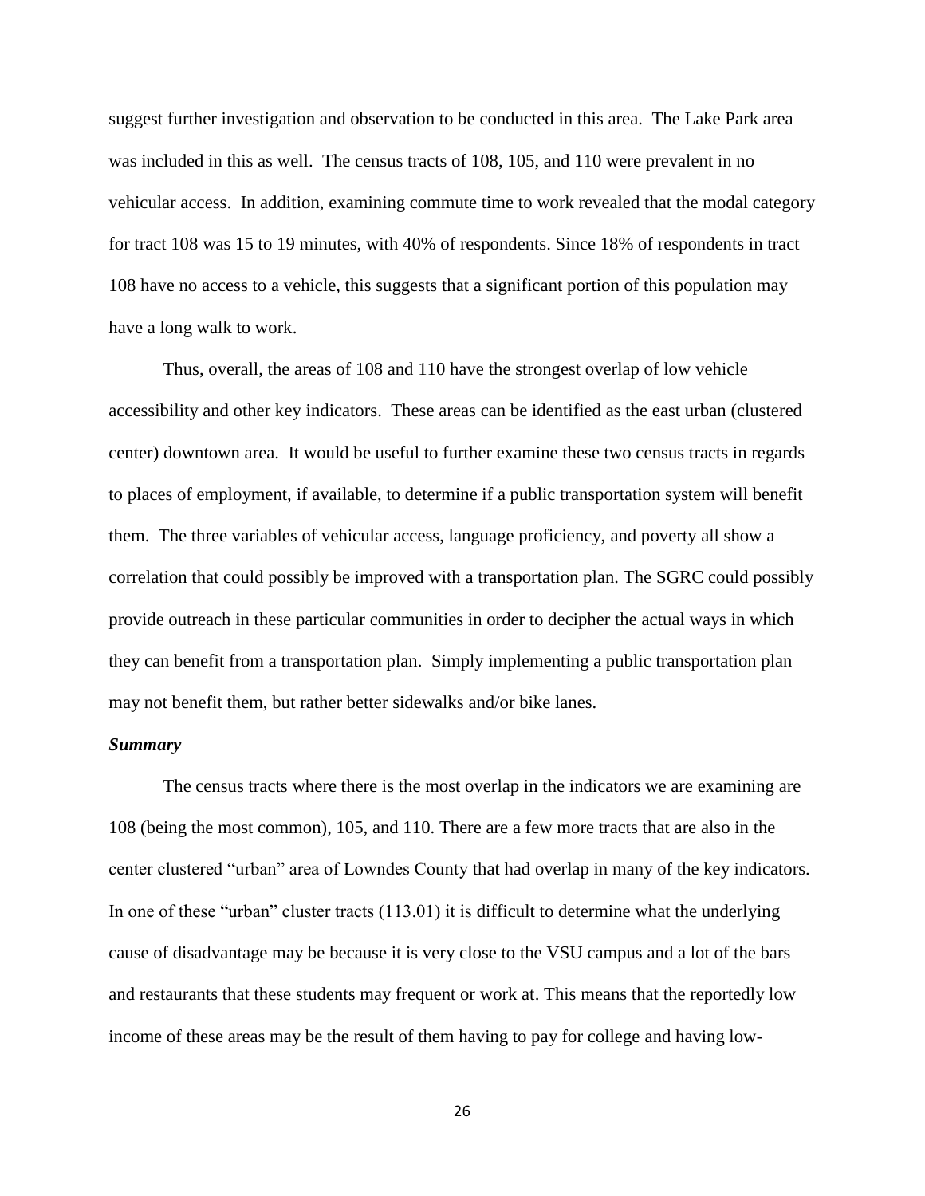suggest further investigation and observation to be conducted in this area. The Lake Park area was included in this as well. The census tracts of 108, 105, and 110 were prevalent in no vehicular access. In addition, examining commute time to work revealed that the modal category for tract 108 was 15 to 19 minutes, with 40% of respondents. Since 18% of respondents in tract 108 have no access to a vehicle, this suggests that a significant portion of this population may have a long walk to work.

Thus, overall, the areas of 108 and 110 have the strongest overlap of low vehicle accessibility and other key indicators. These areas can be identified as the east urban (clustered center) downtown area. It would be useful to further examine these two census tracts in regards to places of employment, if available, to determine if a public transportation system will benefit them. The three variables of vehicular access, language proficiency, and poverty all show a correlation that could possibly be improved with a transportation plan. The SGRC could possibly provide outreach in these particular communities in order to decipher the actual ways in which they can benefit from a transportation plan. Simply implementing a public transportation plan may not benefit them, but rather better sidewalks and/or bike lanes.

***Summary***

The census tracts where there is the most overlap in the indicators we are examining are 108 (being the most common), 105, and 110. There are a few more tracts that are also in the center clustered "urban" area of Lowndes County that had overlap in many of the key indicators. In one of these "urban" cluster tracts (113.01) it is difficult to determine what the underlying cause of disadvantage may be because it is very close to the VSU campus and a lot of the bars and restaurants that these students may frequent or work at. This means that the reportedly low income of these areas may be the result of them having to pay for college and having low-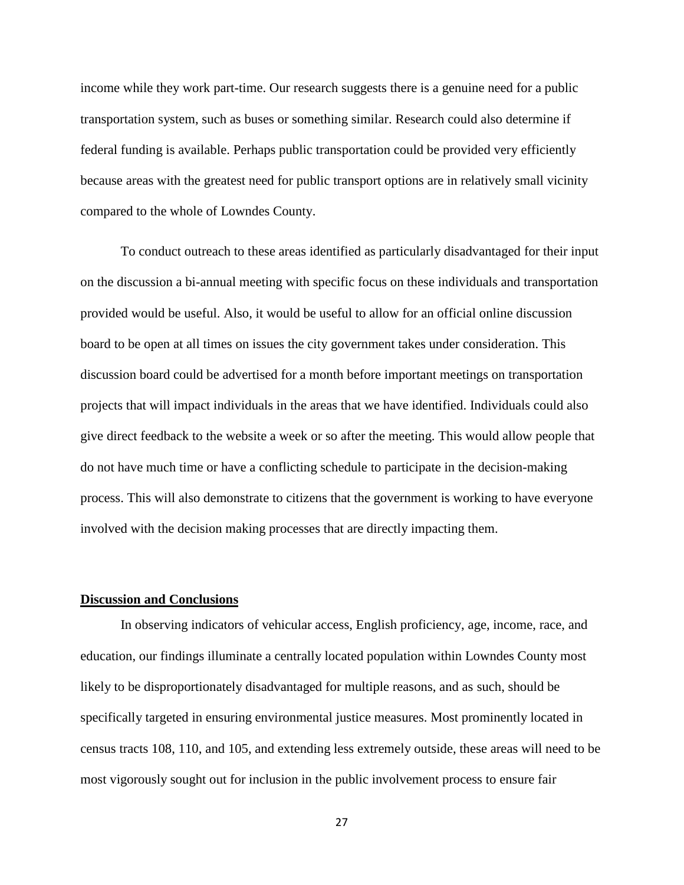income while they work part-time. Our research suggests there is a genuine need for a public transportation system, such as buses or something similar. Research could also determine if federal funding is available. Perhaps public transportation could be provided very efficiently because areas with the greatest need for public transport options are in relatively small vicinity compared to the whole of Lowndes County.

To conduct outreach to these areas identified as particularly disadvantaged for their input on the discussion a bi-annual meeting with specific focus on these individuals and transportation provided would be useful. Also, it would be useful to allow for an official online discussion board to be open at all times on issues the city government takes under consideration. This discussion board could be advertised for a month before important meetings on transportation projects that will impact individuals in the areas that we have identified. Individuals could also give direct feedback to the website a week or so after the meeting. This would allow people that do not have much time or have a conflicting schedule to participate in the decision-making process. This will also demonstrate to citizens that the government is working to have everyone involved with the decision making processes that are directly impacting them.

## **Discussion and Conclusions**

In observing indicators of vehicular access, English proficiency, age, income, race, and education, our findings illuminate a centrally located population within Lowndes County most likely to be disproportionately disadvantaged for multiple reasons, and as such, should be specifically targeted in ensuring environmental justice measures. Most prominently located in census tracts 108, 110, and 105, and extending less extremely outside, these areas will need to be most vigorously sought out for inclusion in the public involvement process to ensure fair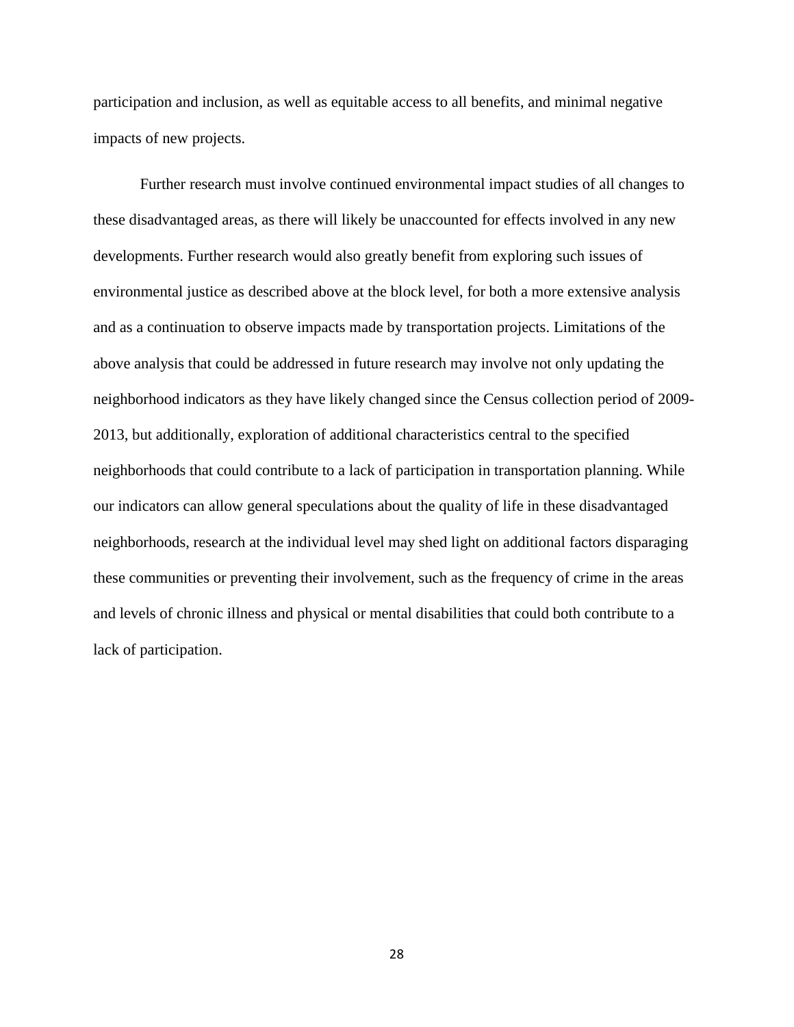participation and inclusion, as well as equitable access to all benefits, and minimal negative impacts of new projects.

Further research must involve continued environmental impact studies of all changes to these disadvantaged areas, as there will likely be unaccounted for effects involved in any new developments. Further research would also greatly benefit from exploring such issues of environmental justice as described above at the block level, for both a more extensive analysis and as a continuation to observe impacts made by transportation projects. Limitations of the above analysis that could be addressed in future research may involve not only updating the neighborhood indicators as they have likely changed since the Census collection period of 2009-2013, but additionally, exploration of additional characteristics central to the specified neighborhoods that could contribute to a lack of participation in transportation planning. While our indicators can allow general speculations about the quality of life in these disadvantaged neighborhoods, research at the individual level may shed light on additional factors disparaging these communities or preventing their involvement, such as the frequency of crime in the areas and levels of chronic illness and physical or mental disabilities that could both contribute to a lack of participation.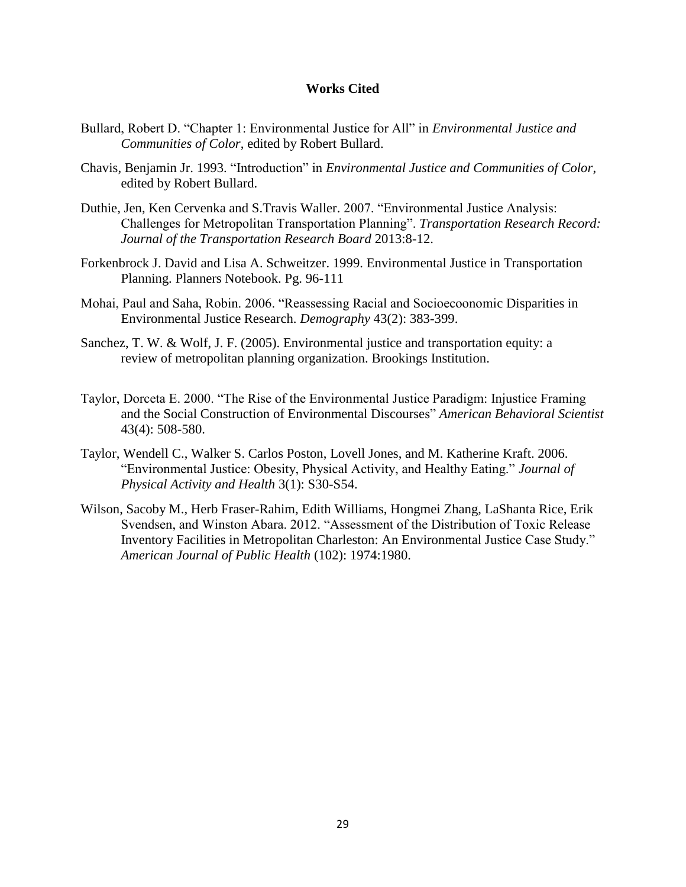# Works Cited

Bullard, Robert D. "Chapter 1: Environmental Justice for All" in *Environmental Justice and Communities of Color*, edited by Robert Bullard.

Chavis, Benjamin Jr. 1993. "Introduction" in *Environmental Justice and Communities of Color*, edited by Robert Bullard.

Duthie, Jen, Ken Cervenka and S.Travis Waller. 2007. "Environmental Justice Analysis: Challenges for Metropolitan Transportation Planning". *Transportation Research Record: Journal of the Transportation Research Board* 2013:8-12.

Forkenbrock J. David and Lisa A. Schweitzer. 1999. Environmental Justice in Transportation Planning. Planners Notebook. Pg. 96-111

Mohai, Paul and Saha, Robin. 2006. "Reassessing Racial and Socioecoonomic Disparities in Environmental Justice Research. *Demography* 43(2): 383-399.

Sanchez, T. W. & Wolf, J. F. (2005). Environmental justice and transportation equity: a review of metropolitan planning organization. Brookings Institution.

Taylor, Dorceta E. 2000. "The Rise of the Environmental Justice Paradigm: Injustice Framing and the Social Construction of Environmental Discourses" *American Behavioral Scientist* 43(4): 508-580.

Taylor, Wendell C., Walker S. Carlos Poston, Lovell Jones, and M. Katherine Kraft. 2006. "Environmental Justice: Obesity, Physical Activity, and Healthy Eating." *Journal of Physical Activity and Health* 3(1): S30-S54.

Wilson, Sacoby M., Herb Fraser-Rahim, Edith Williams, Hongmei Zhang, LaShanta Rice, Erik Svendsen, and Winston Abara. 2012. "Assessment of the Distribution of Toxic Release Inventory Facilities in Metropolitan Charleston: An Environmental Justice Case Study." *American Journal of Public Health* (102): 1974:1980.